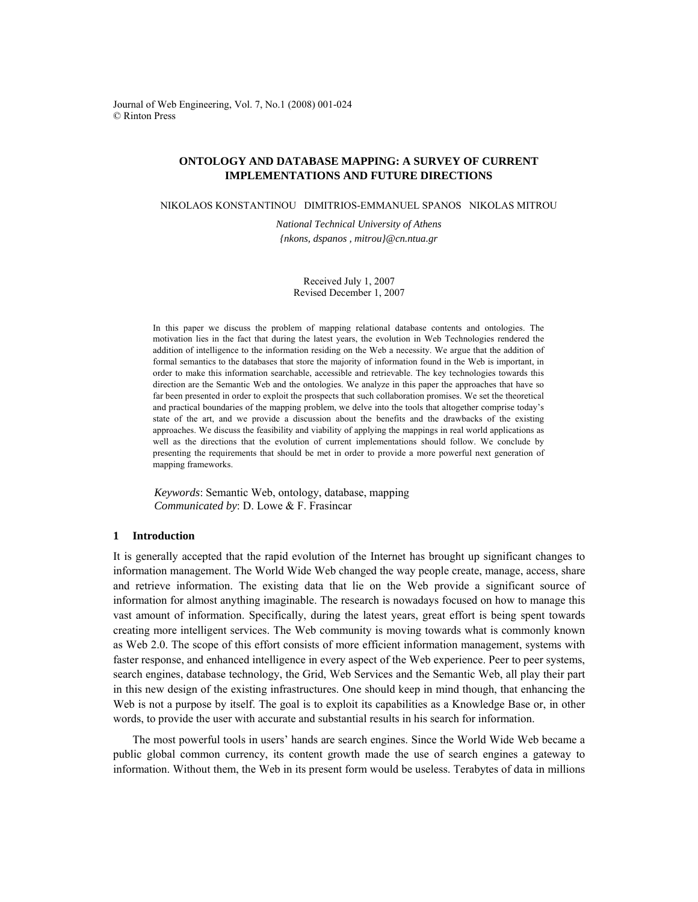# ONTOLOGY AND DATABASE MAPPING: A SURVEY OF CURRENT IMPLEMENTATIONS AND FUTURE DIRECTIONS

NIKOLAOS KONSTANTINOU DIMITRIOS-EMMANUEL SPANOS NIKOLAS MITROU

*National Technical University of Athens*
*{nkons, dspanos , mitrou}@cn.ntua.gr*

Received July 1, 2007
Revised December 1, 2007

In this paper we discuss the problem of mapping relational database contents and ontologies. The motivation lies in the fact that during the latest years, the evolution in Web Technologies rendered the addition of intelligence to the information residing on the Web a necessity. We argue that the addition of formal semantics to the databases that store the majority of information found in the Web is important, in order to make this information searchable, accessible and retrievable. The key technologies towards this direction are the Semantic Web and the ontologies. We analyze in this paper the approaches that have so far been presented in order to exploit the prospects that such collaboration promises. We set the theoretical and practical boundaries of the mapping problem, we delve into the tools that altogether comprise today's state of the art, and we provide a discussion about the benefits and the drawbacks of the existing approaches. We discuss the feasibility and viability of applying the mappings in real world applications as well as the directions that the evolution of current implementations should follow. We conclude by presenting the requirements that should be met in order to provide a more powerful next generation of mapping frameworks.

*Keywords*: Semantic Web, ontology, database, mapping
*Communicated by*: D. Lowe & F. Frasincar

## 1 Introduction

It is generally accepted that the rapid evolution of the Internet has brought up significant changes to information management. The World Wide Web changed the way people create, manage, access, share and retrieve information. The existing data that lie on the Web provide a significant source of information for almost anything imaginable. The research is nowadays focused on how to manage this vast amount of information. Specifically, during the latest years, great effort is being spent towards creating more intelligent services. The Web community is moving towards what is commonly known as Web 2.0. The scope of this effort consists of more efficient information management, systems with faster response, and enhanced intelligence in every aspect of the Web experience. Peer to peer systems, search engines, database technology, the Grid, Web Services and the Semantic Web, all play their part in this new design of the existing infrastructures. One should keep in mind though, that enhancing the Web is not a purpose by itself. The goal is to exploit its capabilities as a Knowledge Base or, in other words, to provide the user with accurate and substantial results in his search for information.

The most powerful tools in users' hands are search engines. Since the World Wide Web became a public global common currency, its content growth made the use of search engines a gateway to information. Without them, the Web in its present form would be useless. Terabytes of data in millions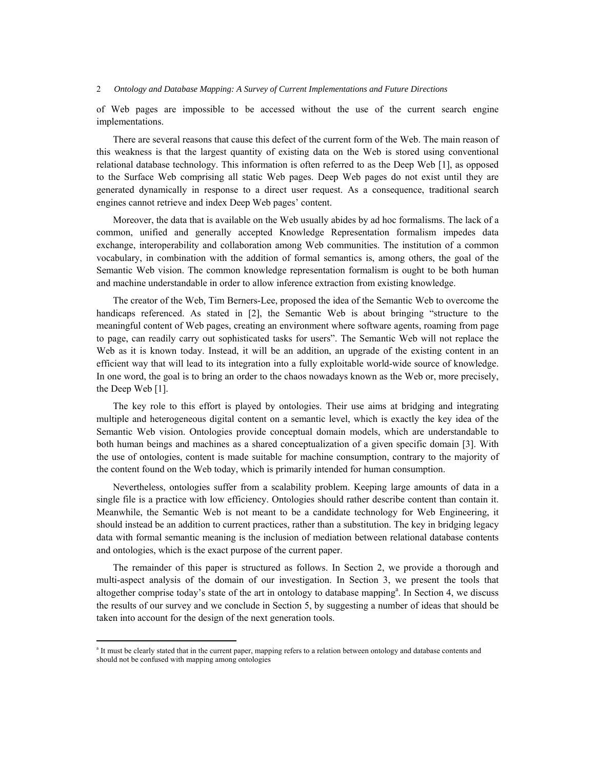of Web pages are impossible to be accessed without the use of the current search engine implementations.

There are several reasons that cause this defect of the current form of the Web. The main reason of this weakness is that the largest quantity of existing data on the Web is stored using conventional relational database technology. This information is often referred to as the Deep Web [1], as opposed to the Surface Web comprising all static Web pages. Deep Web pages do not exist until they are generated dynamically in response to a direct user request. As a consequence, traditional search engines cannot retrieve and index Deep Web pages' content.

Moreover, the data that is available on the Web usually abides by ad hoc formalisms. The lack of a common, unified and generally accepted Knowledge Representation formalism impedes data exchange, interoperability and collaboration among Web communities. The institution of a common vocabulary, in combination with the addition of formal semantics is, among others, the goal of the Semantic Web vision. The common knowledge representation formalism is ought to be both human and machine understandable in order to allow inference extraction from existing knowledge.

The creator of the Web, Tim Berners-Lee, proposed the idea of the Semantic Web to overcome the handicaps referenced. As stated in [2], the Semantic Web is about bringing "structure to the meaningful content of Web pages, creating an environment where software agents, roaming from page to page, can readily carry out sophisticated tasks for users". The Semantic Web will not replace the Web as it is known today. Instead, it will be an addition, an upgrade of the existing content in an efficient way that will lead to its integration into a fully exploitable world-wide source of knowledge. In one word, the goal is to bring an order to the chaos nowadays known as the Web or, more precisely, the Deep Web [1].

The key role to this effort is played by ontologies. Their use aims at bridging and integrating multiple and heterogeneous digital content on a semantic level, which is exactly the key idea of the Semantic Web vision. Ontologies provide conceptual domain models, which are understandable to both human beings and machines as a shared conceptualization of a given specific domain [3]. With the use of ontologies, content is made suitable for machine consumption, contrary to the majority of the content found on the Web today, which is primarily intended for human consumption.

Nevertheless, ontologies suffer from a scalability problem. Keeping large amounts of data in a single file is a practice with low efficiency. Ontologies should rather describe content than contain it. Meanwhile, the Semantic Web is not meant to be a candidate technology for Web Engineering, it should instead be an addition to current practices, rather than a substitution. The key in bridging legacy data with formal semantic meaning is the inclusion of mediation between relational database contents and ontologies, which is the exact purpose of the current paper.

The remainder of this paper is structured as follows. In Section 2, we provide a thorough and multi-aspect analysis of the domain of our investigation. In Section 3, we present the tools that altogether comprise today's state of the art in ontology to database mapping[a]. In Section 4, we discuss the results of our survey and we conclude in Section 5, by suggesting a number of ideas that should be taken into account for the design of the next generation tools.

---

[a] It must be clearly stated that in the current paper, mapping refers to a relation between ontology and database contents and should not be confused with mapping among ontologies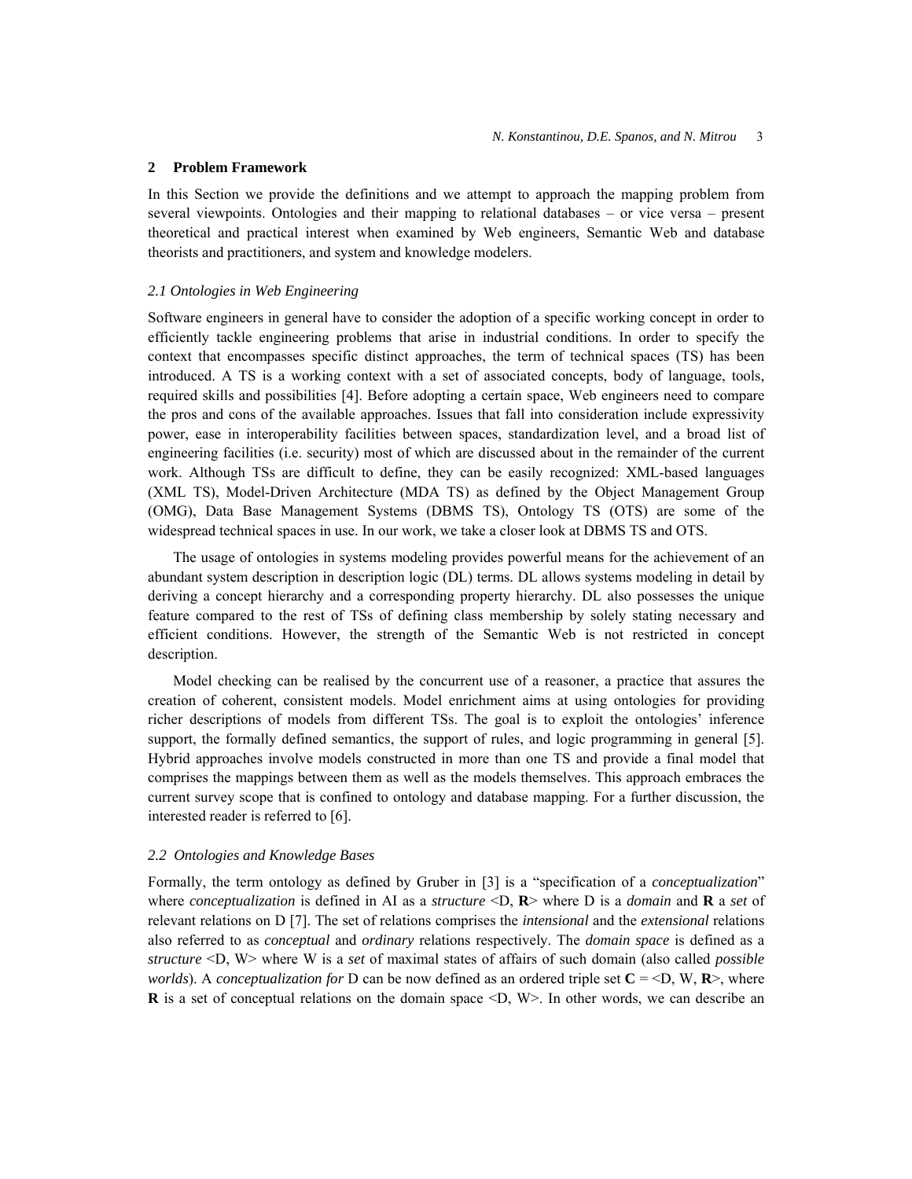## 2 Problem Framework

In this Section we provide the definitions and we attempt to approach the mapping problem from several viewpoints. Ontologies and their mapping to relational databases – or vice versa – present theoretical and practical interest when examined by Web engineers, Semantic Web and database theorists and practitioners, and system and knowledge modelers.

### *2.1 Ontologies in Web Engineering*

Software engineers in general have to consider the adoption of a specific working concept in order to efficiently tackle engineering problems that arise in industrial conditions. In order to specify the context that encompasses specific distinct approaches, the term of technical spaces (TS) has been introduced. A TS is a working context with a set of associated concepts, body of language, tools, required skills and possibilities [4]. Before adopting a certain space, Web engineers need to compare the pros and cons of the available approaches. Issues that fall into consideration include expressivity power, ease in interoperability facilities between spaces, standardization level, and a broad list of engineering facilities (i.e. security) most of which are discussed about in the remainder of the current work. Although TSs are difficult to define, they can be easily recognized: XML-based languages (XML TS), Model-Driven Architecture (MDA TS) as defined by the Object Management Group (OMG), Data Base Management Systems (DBMS TS), Ontology TS (OTS) are some of the widespread technical spaces in use. In our work, we take a closer look at DBMS TS and OTS.

The usage of ontologies in systems modeling provides powerful means for the achievement of an abundant system description in description logic (DL) terms. DL allows systems modeling in detail by deriving a concept hierarchy and a corresponding property hierarchy. DL also possesses the unique feature compared to the rest of TSs of defining class membership by solely stating necessary and efficient conditions. However, the strength of the Semantic Web is not restricted in concept description.

Model checking can be realised by the concurrent use of a reasoner, a practice that assures the creation of coherent, consistent models. Model enrichment aims at using ontologies for providing richer descriptions of models from different TSs. The goal is to exploit the ontologies' inference support, the formally defined semantics, the support of rules, and logic programming in general [5]. Hybrid approaches involve models constructed in more than one TS and provide a final model that comprises the mappings between them as well as the models themselves. This approach embraces the current survey scope that is confined to ontology and database mapping. For a further discussion, the interested reader is referred to [6].

### *2.2 Ontologies and Knowledge Bases*

Formally, the term ontology as defined by Gruber in [3] is a "specification of a *conceptualization*" where *conceptualization* is defined in AI as a *structure* <D, **R**> where D is a *domain* and **R** a *set* of relevant relations on D [7]. The set of relations comprises the *intensional* and the *extensional* relations also referred to as *conceptual* and *ordinary* relations respectively. The *domain space* is defined as a *structure* <D, W> where W is a *set* of maximal states of affairs of such domain (also called *possible worlds*). A *conceptualization for* D can be now defined as an ordered triple set **C** = <D, W, **R**>, where **R** is a set of conceptual relations on the domain space <D, W>. In other words, we can describe an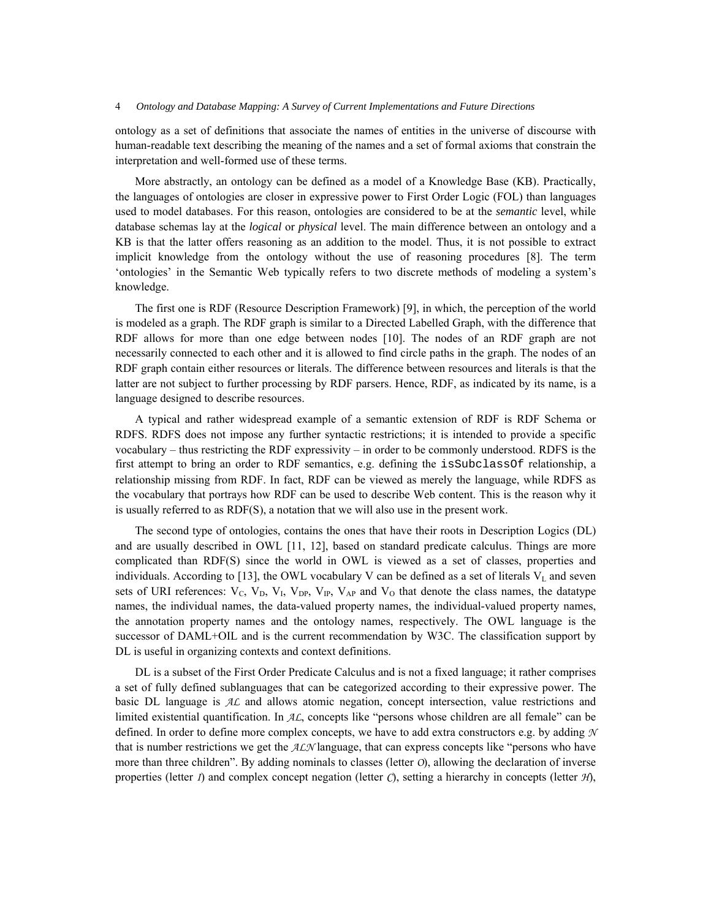ontology as a set of definitions that associate the names of entities in the universe of discourse with human-readable text describing the meaning of the names and a set of formal axioms that constrain the interpretation and well-formed use of these terms.

More abstractly, an ontology can be defined as a model of a Knowledge Base (KB). Practically, the languages of ontologies are closer in expressive power to First Order Logic (FOL) than languages used to model databases. For this reason, ontologies are considered to be at the *semantic* level, while database schemas lay at the *logical* or *physical* level. The main difference between an ontology and a KB is that the latter offers reasoning as an addition to the model. Thus, it is not possible to extract implicit knowledge from the ontology without the use of reasoning procedures [8]. The term 'ontologies' in the Semantic Web typically refers to two discrete methods of modeling a system's knowledge.

The first one is RDF (Resource Description Framework) [9], in which, the perception of the world is modeled as a graph. The RDF graph is similar to a Directed Labelled Graph, with the difference that RDF allows for more than one edge between nodes [10]. The nodes of an RDF graph are not necessarily connected to each other and it is allowed to find circle paths in the graph. The nodes of an RDF graph contain either resources or literals. The difference between resources and literals is that the latter are not subject to further processing by RDF parsers. Hence, RDF, as indicated by its name, is a language designed to describe resources.

A typical and rather widespread example of a semantic extension of RDF is RDF Schema or RDFS. RDFS does not impose any further syntactic restrictions; it is intended to provide a specific vocabulary – thus restricting the RDF expressivity – in order to be commonly understood. RDFS is the first attempt to bring an order to RDF semantics, e.g. defining the `isSubclassOf` relationship, a relationship missing from RDF. In fact, RDF can be viewed as merely the language, while RDFS as the vocabulary that portrays how RDF can be used to describe Web content. This is the reason why it is usually referred to as RDF(S), a notation that we will also use in the present work.

The second type of ontologies, contains the ones that have their roots in Description Logics (DL) and are usually described in OWL [11, 12], based on standard predicate calculus. Things are more complicated than RDF(S) since the world in OWL is viewed as a set of classes, properties and individuals. According to [13], the OWL vocabulary V can be defined as a set of literals $V_L$ and seven sets of URI references: $V_C$, $V_D$, $V_I$, $V_{DP}$, $V_{IP}$, $V_{AP}$ and $V_O$ that denote the class names, the datatype names, the individual names, the data-valued property names, the individual-valued property names, the annotation property names and the ontology names, respectively. The OWL language is the successor of DAML+OIL and is the current recommendation by W3C. The classification support by DL is useful in organizing contexts and context definitions.

DL is a subset of the First Order Predicate Calculus and is not a fixed language; it rather comprises a set of fully defined sublanguages that can be categorized according to their expressive power. The basic DL language is $\mathcal{AL}$ and allows atomic negation, concept intersection, value restrictions and limited existential quantification. In $\mathcal{AL}$, concepts like "persons whose children are all female" can be defined. In order to define more complex concepts, we have to add extra constructors e.g. by adding $\mathcal{N}$ that is number restrictions we get the $\mathcal{ALN}$ language, that can express concepts like "persons who have more than three children". By adding nominals to classes (letter $\mathcal{O}$), allowing the declaration of inverse properties (letter $\mathcal{I}$) and complex concept negation (letter $\mathcal{C}$), setting a hierarchy in concepts (letter $\mathcal{H}$),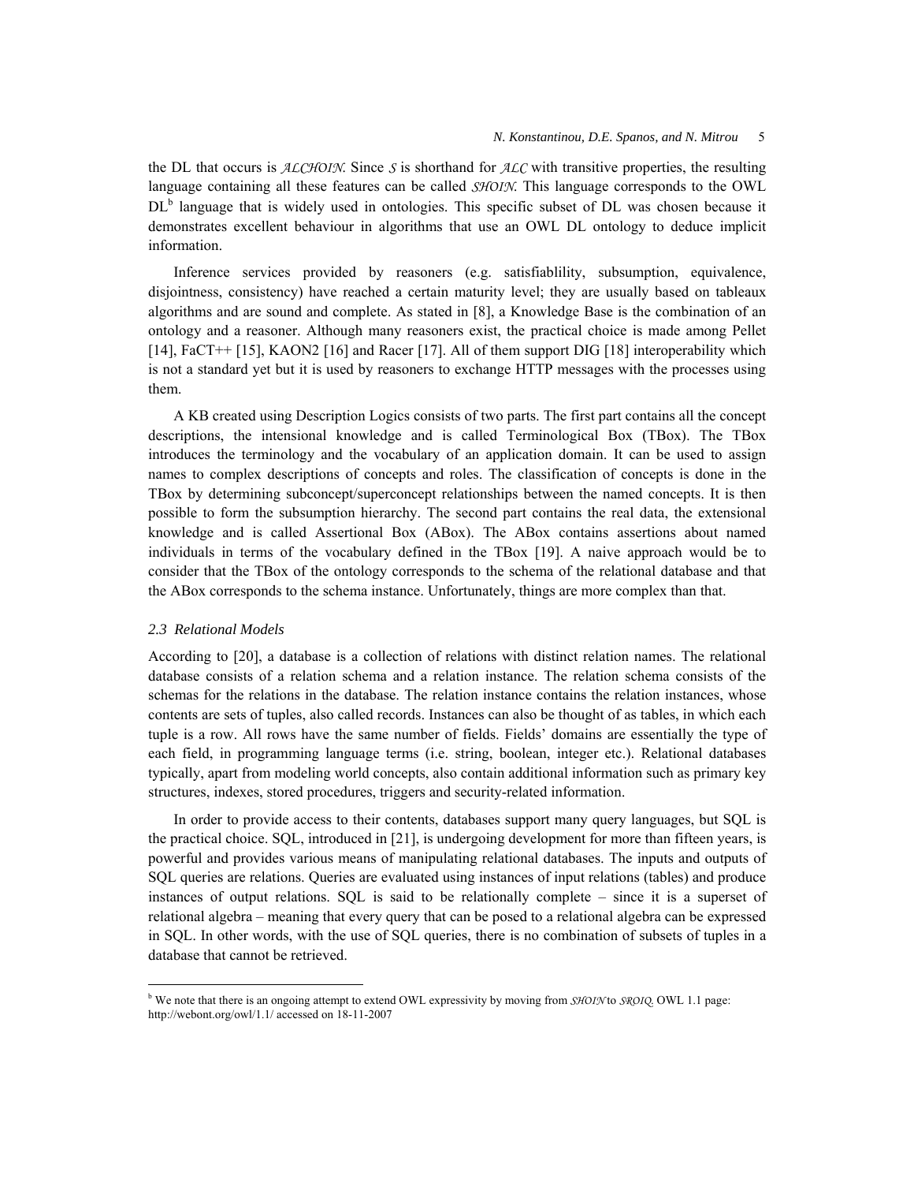the DL that occurs is $\mathcal{ALCHOIN}$. Since $\mathcal{S}$ is shorthand for $\mathcal{ALC}$ with transitive properties, the resulting language containing all these features can be called $\mathcal{SHOIN}$. This language corresponds to the OWL DL[b] language that is widely used in ontologies. This specific subset of DL was chosen because it demonstrates excellent behaviour in algorithms that use an OWL DL ontology to deduce implicit information.

Inference services provided by reasoners (e.g. satisfiablility, subsumption, equivalence, disjointness, consistency) have reached a certain maturity level; they are usually based on tableaux algorithms and are sound and complete. As stated in [8], a Knowledge Base is the combination of an ontology and a reasoner. Although many reasoners exist, the practical choice is made among Pellet [14], FaCT++ [15], KAON2 [16] and Racer [17]. All of them support DIG [18] interoperability which is not a standard yet but it is used by reasoners to exchange HTTP messages with the processes using them.

A KB created using Description Logics consists of two parts. The first part contains all the concept descriptions, the intensional knowledge and is called Terminological Box (TBox). The TBox introduces the terminology and the vocabulary of an application domain. It can be used to assign names to complex descriptions of concepts and roles. The classification of concepts is done in the TBox by determining subconcept/superconcept relationships between the named concepts. It is then possible to form the subsumption hierarchy. The second part contains the real data, the extensional knowledge and is called Assertional Box (ABox). The ABox contains assertions about named individuals in terms of the vocabulary defined in the TBox [19]. A naive approach would be to consider that the TBox of the ontology corresponds to the schema of the relational database and that the ABox corresponds to the schema instance. Unfortunately, things are more complex than that.

### *2.3 Relational Models*

According to [20], a database is a collection of relations with distinct relation names. The relational database consists of a relation schema and a relation instance. The relation schema consists of the schemas for the relations in the database. The relation instance contains the relation instances, whose contents are sets of tuples, also called records. Instances can also be thought of as tables, in which each tuple is a row. All rows have the same number of fields. Fields' domains are essentially the type of each field, in programming language terms (i.e. string, boolean, integer etc.). Relational databases typically, apart from modeling world concepts, also contain additional information such as primary key structures, indexes, stored procedures, triggers and security-related information.

In order to provide access to their contents, databases support many query languages, but SQL is the practical choice. SQL, introduced in [21], is undergoing development for more than fifteen years, is powerful and provides various means of manipulating relational databases. The inputs and outputs of SQL queries are relations. Queries are evaluated using instances of input relations (tables) and produce instances of output relations. SQL is said to be relationally complete – since it is a superset of relational algebra – meaning that every query that can be posed to a relational algebra can be expressed in SQL. In other words, with the use of SQL queries, there is no combination of subsets of tuples in a database that cannot be retrieved.

---

[b] We note that there is an ongoing attempt to extend OWL expressivity by moving from $\mathcal{SHOIN}$ to $\mathcal{SROIQ}$. OWL 1.1 page: http://webont.org/owl/1.1/ accessed on 18-11-2007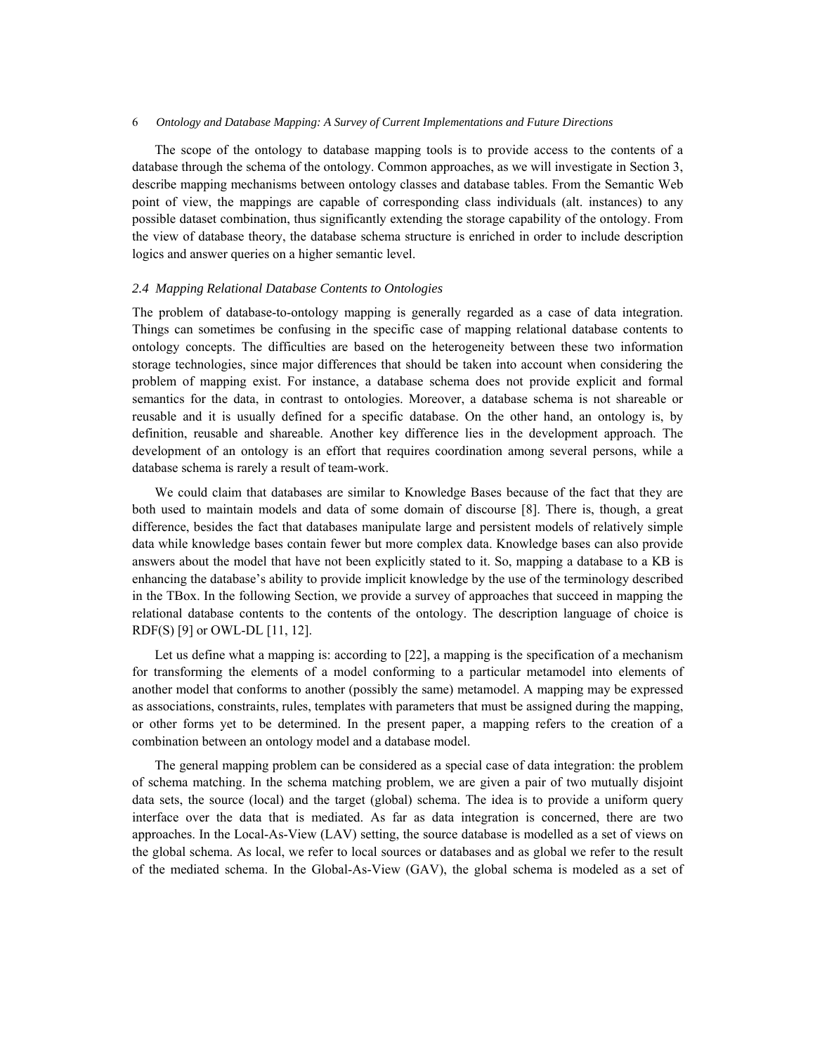The scope of the ontology to database mapping tools is to provide access to the contents of a database through the schema of the ontology. Common approaches, as we will investigate in Section 3, describe mapping mechanisms between ontology classes and database tables. From the Semantic Web point of view, the mappings are capable of corresponding class individuals (alt. instances) to any possible dataset combination, thus significantly extending the storage capability of the ontology. From the view of database theory, the database schema structure is enriched in order to include description logics and answer queries on a higher semantic level.

### *2.4 Mapping Relational Database Contents to Ontologies*

The problem of database-to-ontology mapping is generally regarded as a case of data integration. Things can sometimes be confusing in the specific case of mapping relational database contents to ontology concepts. The difficulties are based on the heterogeneity between these two information storage technologies, since major differences that should be taken into account when considering the problem of mapping exist. For instance, a database schema does not provide explicit and formal semantics for the data, in contrast to ontologies. Moreover, a database schema is not shareable or reusable and it is usually defined for a specific database. On the other hand, an ontology is, by definition, reusable and shareable. Another key difference lies in the development approach. The development of an ontology is an effort that requires coordination among several persons, while a database schema is rarely a result of team-work.

We could claim that databases are similar to Knowledge Bases because of the fact that they are both used to maintain models and data of some domain of discourse [8]. There is, though, a great difference, besides the fact that databases manipulate large and persistent models of relatively simple data while knowledge bases contain fewer but more complex data. Knowledge bases can also provide answers about the model that have not been explicitly stated to it. So, mapping a database to a KB is enhancing the database's ability to provide implicit knowledge by the use of the terminology described in the TBox. In the following Section, we provide a survey of approaches that succeed in mapping the relational database contents to the contents of the ontology. The description language of choice is RDF(S) [9] or OWL-DL [11, 12].

Let us define what a mapping is: according to [22], a mapping is the specification of a mechanism for transforming the elements of a model conforming to a particular metamodel into elements of another model that conforms to another (possibly the same) metamodel. A mapping may be expressed as associations, constraints, rules, templates with parameters that must be assigned during the mapping, or other forms yet to be determined. In the present paper, a mapping refers to the creation of a combination between an ontology model and a database model.

The general mapping problem can be considered as a special case of data integration: the problem of schema matching. In the schema matching problem, we are given a pair of two mutually disjoint data sets, the source (local) and the target (global) schema. The idea is to provide a uniform query interface over the data that is mediated. As far as data integration is concerned, there are two approaches. In the Local-As-View (LAV) setting, the source database is modelled as a set of views on the global schema. As local, we refer to local sources or databases and as global we refer to the result of the mediated schema. In the Global-As-View (GAV), the global schema is modeled as a set of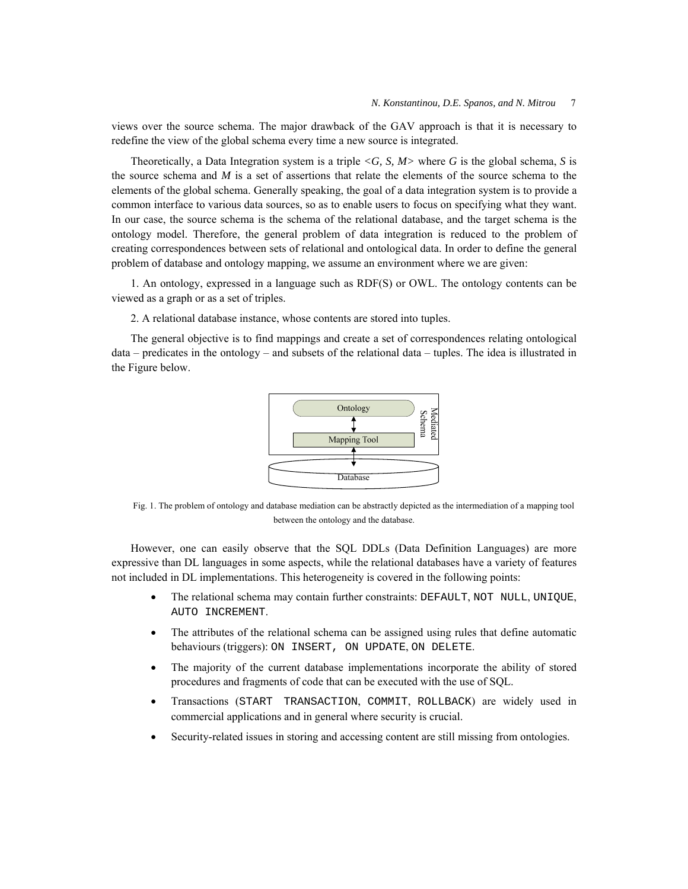views over the source schema. The major drawback of the GAV approach is that it is necessary to redefine the view of the global schema every time a new source is integrated.

Theoretically, a Data Integration system is a triple $<G, S, M>$ where $G$ is the global schema, $S$ is the source schema and $M$ is a set of assertions that relate the elements of the source schema to the elements of the global schema. Generally speaking, the goal of a data integration system is to provide a common interface to various data sources, so as to enable users to focus on specifying what they want. In our case, the source schema is the schema of the relational database, and the target schema is the ontology model. Therefore, the general problem of data integration is reduced to the problem of creating correspondences between sets of relational and ontological data. In order to define the general problem of database and ontology mapping, we assume an environment where we are given:

1. An ontology, expressed in a language such as RDF(S) or OWL. The ontology contents can be viewed as a graph or as a set of triples.

2. A relational database instance, whose contents are stored into tuples.

The general objective is to find mappings and create a set of correspondences relating ontological data – predicates in the ontology – and subsets of the relational data – tuples. The idea is illustrated in the Figure below.

Ontology

Mapping Tool

Mediated Schema

Database

Fig. 1. The problem of ontology and database mediation can be abstractly depicted as the intermediation of a mapping tool between the ontology and the database.

However, one can easily observe that the SQL DDLs (Data Definition Languages) are more expressive than DL languages in some aspects, while the relational databases have a variety of features not included in DL implementations. This heterogeneity is covered in the following points:

- The relational schema may contain further constraints: `DEFAULT`, `NOT NULL`, `UNIQUE`, `AUTO INCREMENT`.
- The attributes of the relational schema can be assigned using rules that define automatic behaviours (triggers): `ON INSERT, ON UPDATE`, `ON DELETE`.
- The majority of the current database implementations incorporate the ability of stored procedures and fragments of code that can be executed with the use of SQL.
- Transactions (`START TRANSACTION`, `COMMIT`, `ROLLBACK`) are widely used in commercial applications and in general where security is crucial.
- Security-related issues in storing and accessing content are still missing from ontologies.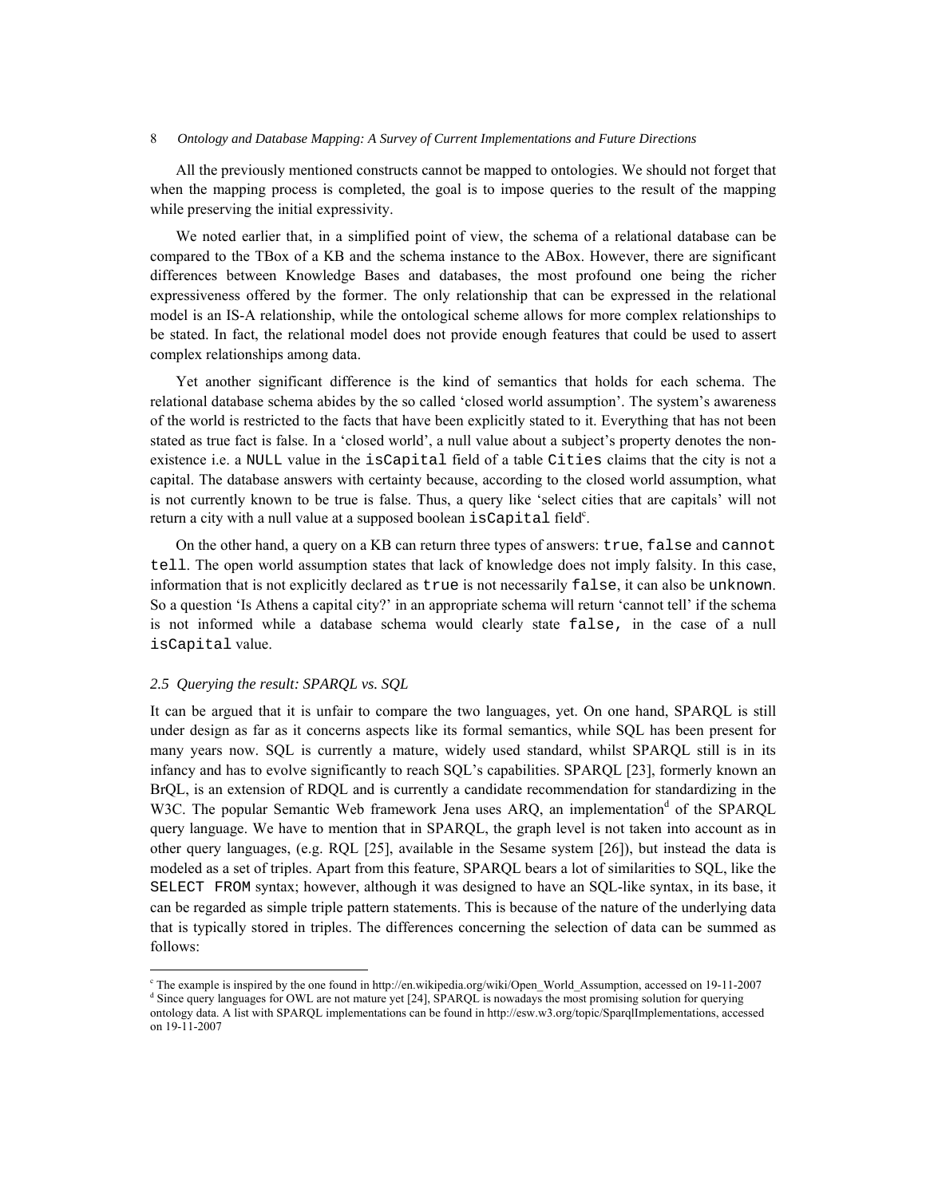All the previously mentioned constructs cannot be mapped to ontologies. We should not forget that when the mapping process is completed, the goal is to impose queries to the result of the mapping while preserving the initial expressivity.

We noted earlier that, in a simplified point of view, the schema of a relational database can be compared to the TBox of a KB and the schema instance to the ABox. However, there are significant differences between Knowledge Bases and databases, the most profound one being the richer expressiveness offered by the former. The only relationship that can be expressed in the relational model is an IS-A relationship, while the ontological scheme allows for more complex relationships to be stated. In fact, the relational model does not provide enough features that could be used to assert complex relationships among data.

Yet another significant difference is the kind of semantics that holds for each schema. The relational database schema abides by the so called 'closed world assumption'. The system's awareness of the world is restricted to the facts that have been explicitly stated to it. Everything that has not been stated as true fact is false. In a 'closed world', a null value about a subject's property denotes the non-existence i.e. a `NULL` value in the `isCapital` field of a table `Cities` claims that the city is not a capital. The database answers with certainty because, according to the closed world assumption, what is not currently known to be true is false. Thus, a query like 'select cities that are capitals' will not return a city with a null value at a supposed boolean `isCapital` field[c].

On the other hand, a query on a KB can return three types of answers: `true`, `false` and `cannot tell`. The open world assumption states that lack of knowledge does not imply falsity. In this case, information that is not explicitly declared as `true` is not necessarily `false`, it can also be `unknown`. So a question 'Is Athens a capital city?' in an appropriate schema will return 'cannot tell' if the schema is not informed while a database schema would clearly state `false,` in the case of a null `isCapital` value.

### *2.5 Querying the result: SPARQL vs. SQL*

It can be argued that it is unfair to compare the two languages, yet. On one hand, SPARQL is still under design as far as it concerns aspects like its formal semantics, while SQL has been present for many years now. SQL is currently a mature, widely used standard, whilst SPARQL still is in its infancy and has to evolve significantly to reach SQL's capabilities. SPARQL [23], formerly known an BrQL, is an extension of RDQL and is currently a candidate recommendation for standardizing in the W3C. The popular Semantic Web framework Jena uses ARQ, an implementation[d] of the SPARQL query language. We have to mention that in SPARQL, the graph level is not taken into account as in other query languages, (e.g. RQL [25], available in the Sesame system [26]), but instead the data is modeled as a set of triples. Apart from this feature, SPARQL bears a lot of similarities to SQL, like the `SELECT FROM` syntax; however, although it was designed to have an SQL-like syntax, in its base, it can be regarded as simple triple pattern statements. This is because of the nature of the underlying data that is typically stored in triples. The differences concerning the selection of data can be summed as follows:

---

[c] The example is inspired by the one found in http://en.wikipedia.org/wiki/Open_World_Assumption, accessed on 19-11-2007

[d] Since query languages for OWL are not mature yet [24], SPARQL is nowadays the most promising solution for querying ontology data. A list with SPARQL implementations can be found in http://esw.w3.org/topic/SparqlImplementations, accessed on 19-11-2007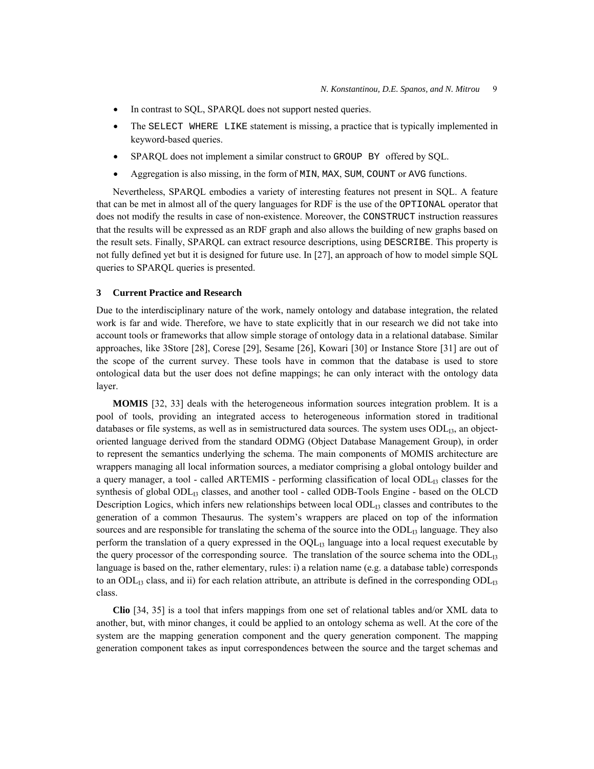- In contrast to SQL, SPARQL does not support nested queries.
- The `SELECT WHERE LIKE` statement is missing, a practice that is typically implemented in keyword-based queries.
- SPARQL does not implement a similar construct to `GROUP BY` offered by SQL.
- Aggregation is also missing, in the form of `MIN`, `MAX`, `SUM`, `COUNT` or `AVG` functions.

Nevertheless, SPARQL embodies a variety of interesting features not present in SQL. A feature that can be met in almost all of the query languages for RDF is the use of the `OPTIONAL` operator that does not modify the results in case of non-existence. Moreover, the `CONSTRUCT` instruction reassures that the results will be expressed as an RDF graph and also allows the building of new graphs based on the result sets. Finally, SPARQL can extract resource descriptions, using `DESCRIBE`. This property is not fully defined yet but it is designed for future use. In [27], an approach of how to model simple SQL queries to SPARQL queries is presented.

## 3 Current Practice and Research

Due to the interdisciplinary nature of the work, namely ontology and database integration, the related work is far and wide. Therefore, we have to state explicitly that in our research we did not take into account tools or frameworks that allow simple storage of ontology data in a relational database. Similar approaches, like 3Store [28], Corese [29], Sesame [26], Kowari [30] or Instance Store [31] are out of the scope of the current survey. These tools have in common that the database is used to store ontological data but the user does not define mappings; he can only interact with the ontology data layer.

**MOMIS** [32, 33] deals with the heterogeneous information sources integration problem. It is a pool of tools, providing an integrated access to heterogeneous information stored in traditional databases or file systems, as well as in semistructured data sources. The system uses $ODL_{I3}$, an object-oriented language derived from the standard ODMG (Object Database Management Group), in order to represent the semantics underlying the schema. The main components of MOMIS architecture are wrappers managing all local information sources, a mediator comprising a global ontology builder and a query manager, a tool - called ARTEMIS - performing classification of local $ODL_{I3}$ classes for the synthesis of global $ODL_{I3}$ classes, and another tool - called ODB-Tools Engine - based on the OLCD Description Logics, which infers new relationships between local $ODL_{I3}$ classes and contributes to the generation of a common Thesaurus. The system's wrappers are placed on top of the information sources and are responsible for translating the schema of the source into the $ODL_{I3}$ language. They also perform the translation of a query expressed in the $OQL_{I3}$ language into a local request executable by the query processor of the corresponding source. The translation of the source schema into the $ODL_{I3}$ language is based on the, rather elementary, rules: i) a relation name (e.g. a database table) corresponds to an $ODL_{I3}$ class, and ii) for each relation attribute, an attribute is defined in the corresponding $ODL_{I3}$ class.

**Clio** [34, 35] is a tool that infers mappings from one set of relational tables and/or XML data to another, but, with minor changes, it could be applied to an ontology schema as well. At the core of the system are the mapping generation component and the query generation component. The mapping generation component takes as input correspondences between the source and the target schemas and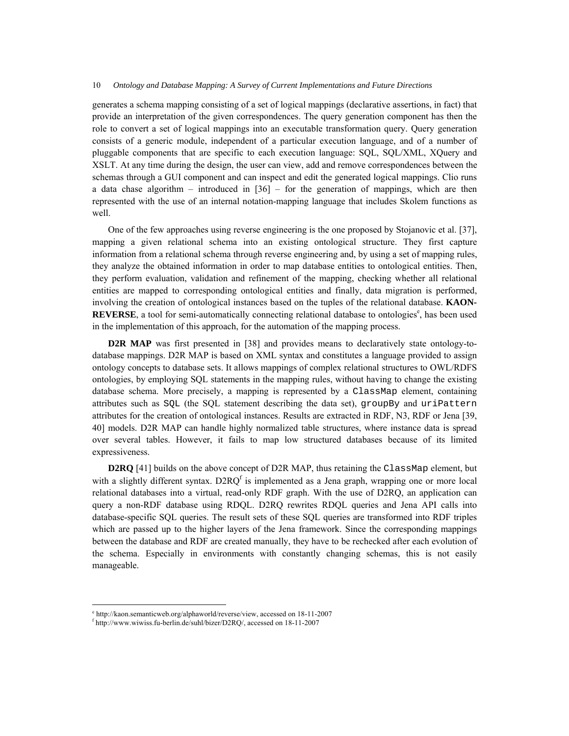generates a schema mapping consisting of a set of logical mappings (declarative assertions, in fact) that provide an interpretation of the given correspondences. The query generation component has then the role to convert a set of logical mappings into an executable transformation query. Query generation consists of a generic module, independent of a particular execution language, and of a number of pluggable components that are specific to each execution language: SQL, SQL/XML, XQuery and XSLT. At any time during the design, the user can view, add and remove correspondences between the schemas through a GUI component and can inspect and edit the generated logical mappings. Clio runs a data chase algorithm – introduced in [36] – for the generation of mappings, which are then represented with the use of an internal notation-mapping language that includes Skolem functions as well.

One of the few approaches using reverse engineering is the one proposed by Stojanovic et al. [37], mapping a given relational schema into an existing ontological structure. They first capture information from a relational schema through reverse engineering and, by using a set of mapping rules, they analyze the obtained information in order to map database entities to ontological entities. Then, they perform evaluation, validation and refinement of the mapping, checking whether all relational entities are mapped to corresponding ontological entities and finally, data migration is performed, involving the creation of ontological instances based on the tuples of the relational database. **KAON-REVERSE**, a tool for semi-automatically connecting relational database to ontologies[e], has been used in the implementation of this approach, for the automation of the mapping process.

**D2R MAP** was first presented in [38] and provides means to declaratively state ontology-to-database mappings. D2R MAP is based on XML syntax and constitutes a language provided to assign ontology concepts to database sets. It allows mappings of complex relational structures to OWL/RDFS ontologies, by employing SQL statements in the mapping rules, without having to change the existing database schema. More precisely, a mapping is represented by a `ClassMap` element, containing attributes such as `SQL` (the SQL statement describing the data set), `groupBy` and `uriPattern` attributes for the creation of ontological instances. Results are extracted in RDF, N3, RDF or Jena [39, 40] models. D2R MAP can handle highly normalized table structures, where instance data is spread over several tables. However, it fails to map low structured databases because of its limited expressiveness.

**D2RQ** [41] builds on the above concept of D2R MAP, thus retaining the `ClassMap` element, but with a slightly different syntax. D2RQ[f] is implemented as a Jena graph, wrapping one or more local relational databases into a virtual, read-only RDF graph. With the use of D2RQ, an application can query a non-RDF database using RDQL. D2RQ rewrites RDQL queries and Jena API calls into database-specific SQL queries. The result sets of these SQL queries are transformed into RDF triples which are passed up to the higher layers of the Jena framework. Since the corresponding mappings between the database and RDF are created manually, they have to be rechecked after each evolution of the schema. Especially in environments with constantly changing schemas, this is not easily manageable.

---

[e] http://kaon.semanticweb.org/alphaworld/reverse/view, accessed on 18-11-2007

[f] http://www.wiwiss.fu-berlin.de/suhl/bizer/D2RQ/, accessed on 18-11-2007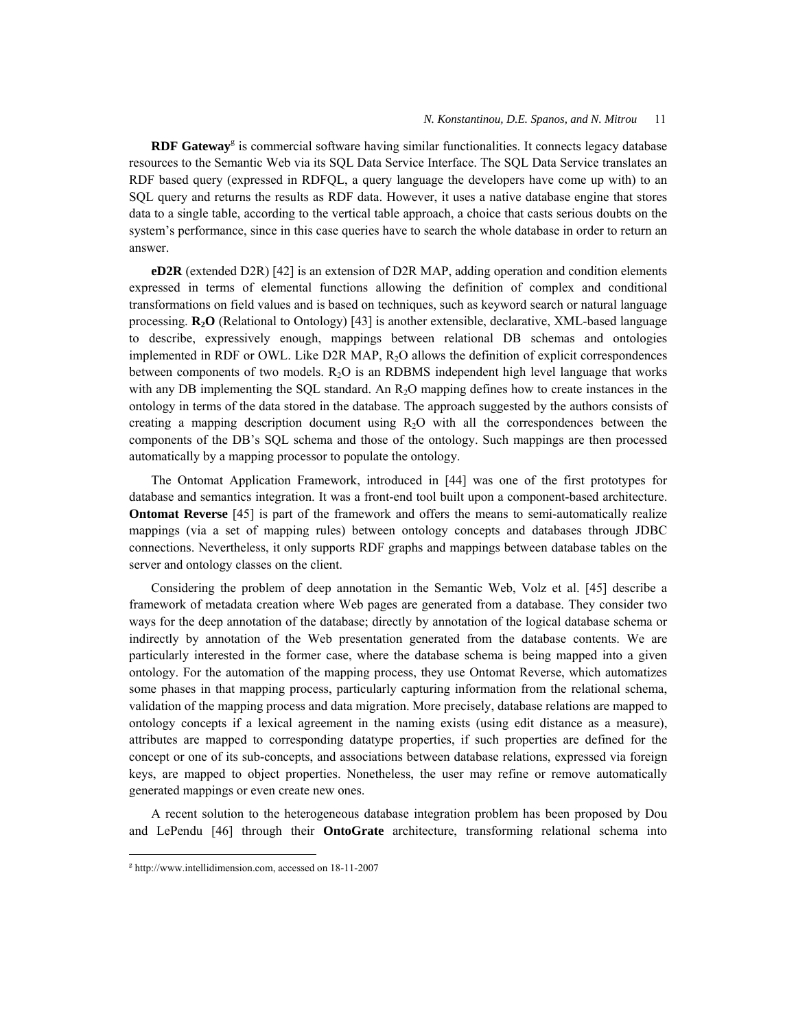**RDF Gateway**[g] is commercial software having similar functionalities. It connects legacy database resources to the Semantic Web via its SQL Data Service Interface. The SQL Data Service translates an RDF based query (expressed in RDFQL, a query language the developers have come up with) to an SQL query and returns the results as RDF data. However, it uses a native database engine that stores data to a single table, according to the vertical table approach, a choice that casts serious doubts on the system's performance, since in this case queries have to search the whole database in order to return an answer.

**eD2R** (extended D2R) [42] is an extension of D2R MAP, adding operation and condition elements expressed in terms of elemental functions allowing the definition of complex and conditional transformations on field values and is based on techniques, such as keyword search or natural language processing. **$R_2O$** (Relational to Ontology) [43] is another extensible, declarative, XML-based language to describe, expressively enough, mappings between relational DB schemas and ontologies implemented in RDF or OWL. Like D2R MAP, $R_2O$ allows the definition of explicit correspondences between components of two models. $R_2O$ is an RDBMS independent high level language that works with any DB implementing the SQL standard. An $R_2O$ mapping defines how to create instances in the ontology in terms of the data stored in the database. The approach suggested by the authors consists of creating a mapping description document using $R_2O$ with all the correspondences between the components of the DB's SQL schema and those of the ontology. Such mappings are then processed automatically by a mapping processor to populate the ontology.

The Ontomat Application Framework, introduced in [44] was one of the first prototypes for database and semantics integration. It was a front-end tool built upon a component-based architecture. **Ontomat Reverse** [45] is part of the framework and offers the means to semi-automatically realize mappings (via a set of mapping rules) between ontology concepts and databases through JDBC connections. Nevertheless, it only supports RDF graphs and mappings between database tables on the server and ontology classes on the client.

Considering the problem of deep annotation in the Semantic Web, Volz et al. [45] describe a framework of metadata creation where Web pages are generated from a database. They consider two ways for the deep annotation of the database; directly by annotation of the logical database schema or indirectly by annotation of the Web presentation generated from the database contents. We are particularly interested in the former case, where the database schema is being mapped into a given ontology. For the automation of the mapping process, they use Ontomat Reverse, which automatizes some phases in that mapping process, particularly capturing information from the relational schema, validation of the mapping process and data migration. More precisely, database relations are mapped to ontology concepts if a lexical agreement in the naming exists (using edit distance as a measure), attributes are mapped to corresponding datatype properties, if such properties are defined for the concept or one of its sub-concepts, and associations between database relations, expressed via foreign keys, are mapped to object properties. Nonetheless, the user may refine or remove automatically generated mappings or even create new ones.

A recent solution to the heterogeneous database integration problem has been proposed by Dou and LePendu [46] through their **OntoGrate** architecture, transforming relational schema into

[g] http://www.intellidimension.com, accessed on 18-11-2007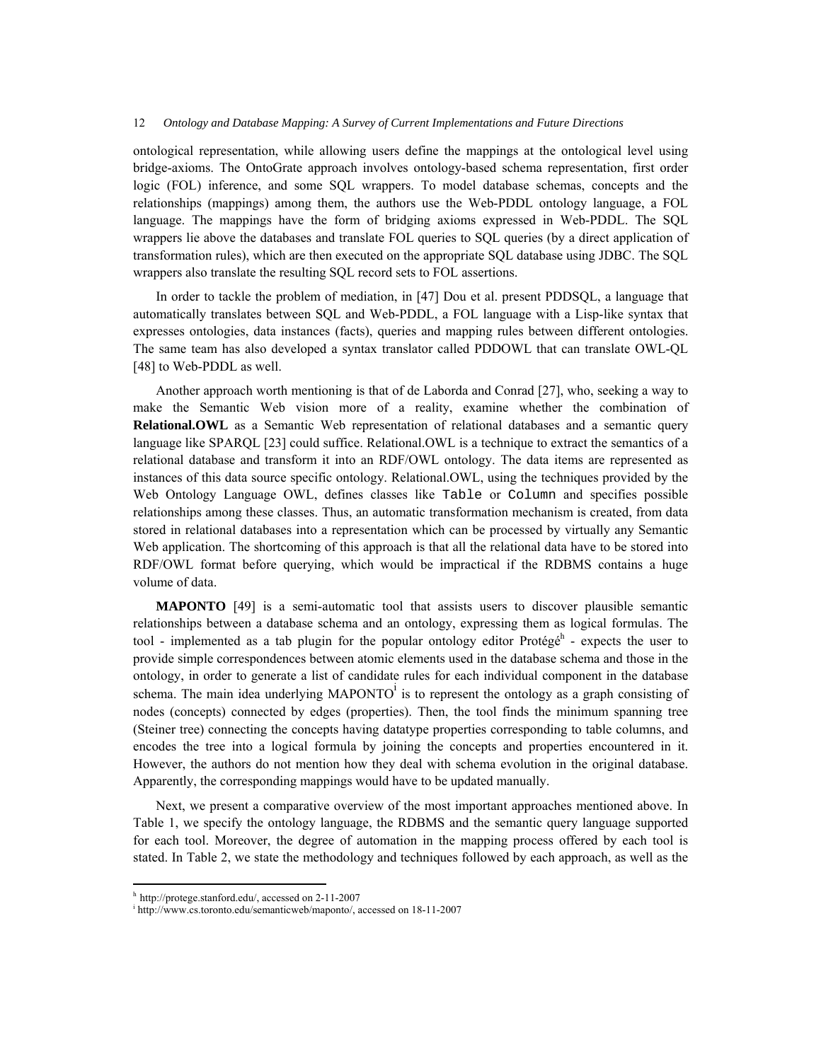ontological representation, while allowing users define the mappings at the ontological level using bridge-axioms. The OntoGrate approach involves ontology-based schema representation, first order logic (FOL) inference, and some SQL wrappers. To model database schemas, concepts and the relationships (mappings) among them, the authors use the Web-PDDL ontology language, a FOL language. The mappings have the form of bridging axioms expressed in Web-PDDL. The SQL wrappers lie above the databases and translate FOL queries to SQL queries (by a direct application of transformation rules), which are then executed on the appropriate SQL database using JDBC. The SQL wrappers also translate the resulting SQL record sets to FOL assertions.

In order to tackle the problem of mediation, in [47] Dou et al. present PDDSQL, a language that automatically translates between SQL and Web-PDDL, a FOL language with a Lisp-like syntax that expresses ontologies, data instances (facts), queries and mapping rules between different ontologies. The same team has also developed a syntax translator called PDDOWL that can translate OWL-QL [48] to Web-PDDL as well.

Another approach worth mentioning is that of de Laborda and Conrad [27], who, seeking a way to make the Semantic Web vision more of a reality, examine whether the combination of **Relational.OWL** as a Semantic Web representation of relational databases and a semantic query language like SPARQL [23] could suffice. Relational.OWL is a technique to extract the semantics of a relational database and transform it into an RDF/OWL ontology. The data items are represented as instances of this data source specific ontology. Relational.OWL, using the techniques provided by the Web Ontology Language OWL, defines classes like `Table` or `Column` and specifies possible relationships among these classes. Thus, an automatic transformation mechanism is created, from data stored in relational databases into a representation which can be processed by virtually any Semantic Web application. The shortcoming of this approach is that all the relational data have to be stored into RDF/OWL format before querying, which would be impractical if the RDBMS contains a huge volume of data.

**MAPONTO** [49] is a semi-automatic tool that assists users to discover plausible semantic relationships between a database schema and an ontology, expressing them as logical formulas. The tool - implemented as a tab plugin for the popular ontology editor Protégé[h] - expects the user to provide simple correspondences between atomic elements used in the database schema and those in the ontology, in order to generate a list of candidate rules for each individual component in the database schema. The main idea underlying MAPONTO[i] is to represent the ontology as a graph consisting of nodes (concepts) connected by edges (properties). Then, the tool finds the minimum spanning tree (Steiner tree) connecting the concepts having datatype properties corresponding to table columns, and encodes the tree into a logical formula by joining the concepts and properties encountered in it. However, the authors do not mention how they deal with schema evolution in the original database. Apparently, the corresponding mappings would have to be updated manually.

Next, we present a comparative overview of the most important approaches mentioned above. In Table 1, we specify the ontology language, the RDBMS and the semantic query language supported for each tool. Moreover, the degree of automation in the mapping process offered by each tool is stated. In Table 2, we state the methodology and techniques followed by each approach, as well as the

[h] http://protege.stanford.edu/, accessed on 2-11-2007

[i] http://www.cs.toronto.edu/semanticweb/maponto/, accessed on 18-11-2007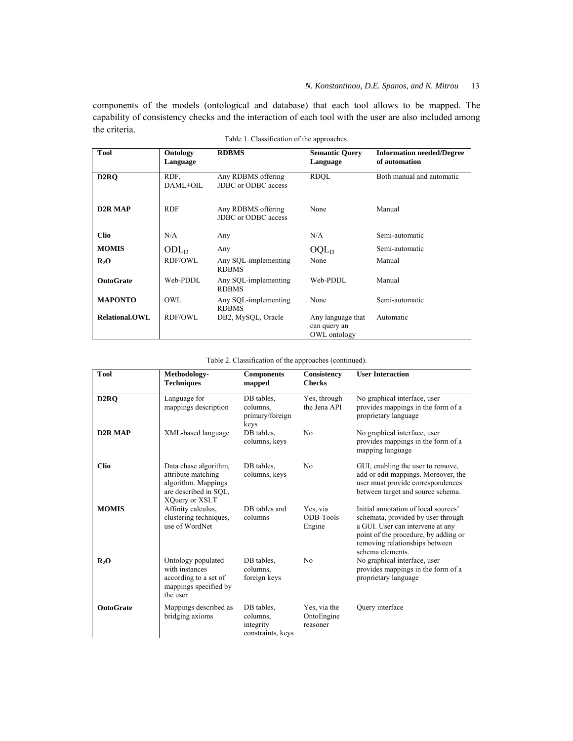components of the models (ontological and database) that each tool allows to be mapped. The capability of consistency checks and the interaction of each tool with the user are also included among the criteria.

Table 1. Classification of the approaches.

| Tool | Ontology Language | RDBMS | Semantic Query Language | Information needed/Degree of automation |
|---|---|---|---|---|
| **D2RQ** | RDF, DAML+OIL | Any RDBMS offering JDBC or ODBC access | RDQL | Both manual and automatic |
| **D2R MAP** | RDF | Any RDBMS offering JDBC or ODBC access | None | Manual |
| **Clio** | N/A | Any | N/A | Semi-automatic |
| **MOMIS** | $ODL_{I3}$ | Any | $OQL_{I3}$ | Semi-automatic |
| **$R_2O$** | RDF/OWL | Any SQL-implementing RDBMS | None | Manual |
| **OntoGrate** | Web-PDDL | Any SQL-implementing RDBMS | Web-PDDL | Manual |
| **MAPONTO** | OWL | Any SQL-implementing RDBMS | None | Semi-automatic |
| **Relational.OWL** | RDF/OWL | DB2, MySQL, Oracle | Any language that can query an OWL ontology | Automatic |

Table 2. Classification of the approaches (continued).

| Tool | Methodology-Techniques | Components mapped | Consistency Checks | User Interaction |
|---|---|---|---|---|
| **D2RQ** | Language for mappings description | DB tables, columns, primary/foreign keys | Yes, through the Jena API | No graphical interface, user provides mappings in the form of a proprietary language |
| **D2R MAP** | XML-based language | DB tables, columns, keys | No | No graphical interface, user provides mappings in the form of a mapping language |
| **Clio** | Data chase algorithm, attribute matching algorithm. Mappings are described in SQL, XQuery or XSLT | DB tables, columns, keys | No | GUI, enabling the user to remove, add or edit mappings. Moreover, the user must provide correspondences between target and source schema. |
| **MOMIS** | Affinity calculus, clustering techniques, use of WordNet | DB tables and columns | Yes, via ODB-Tools Engine | Initial annotation of local sources' schemata, provided by user through a GUI. User can intervene at any point of the procedure, by adding or removing relationships between schema elements. |
| **$R_2O$** | Ontology populated with instances according to a set of mappings specified by the user | DB tables, columns, foreign keys | No | No graphical interface, user provides mappings in the form of a proprietary language |
| **OntoGrate** | Mappings described as bridging axioms | DB tables, columns, integrity constraints, keys | Yes, via the OntoEngine reasoner | Query interface |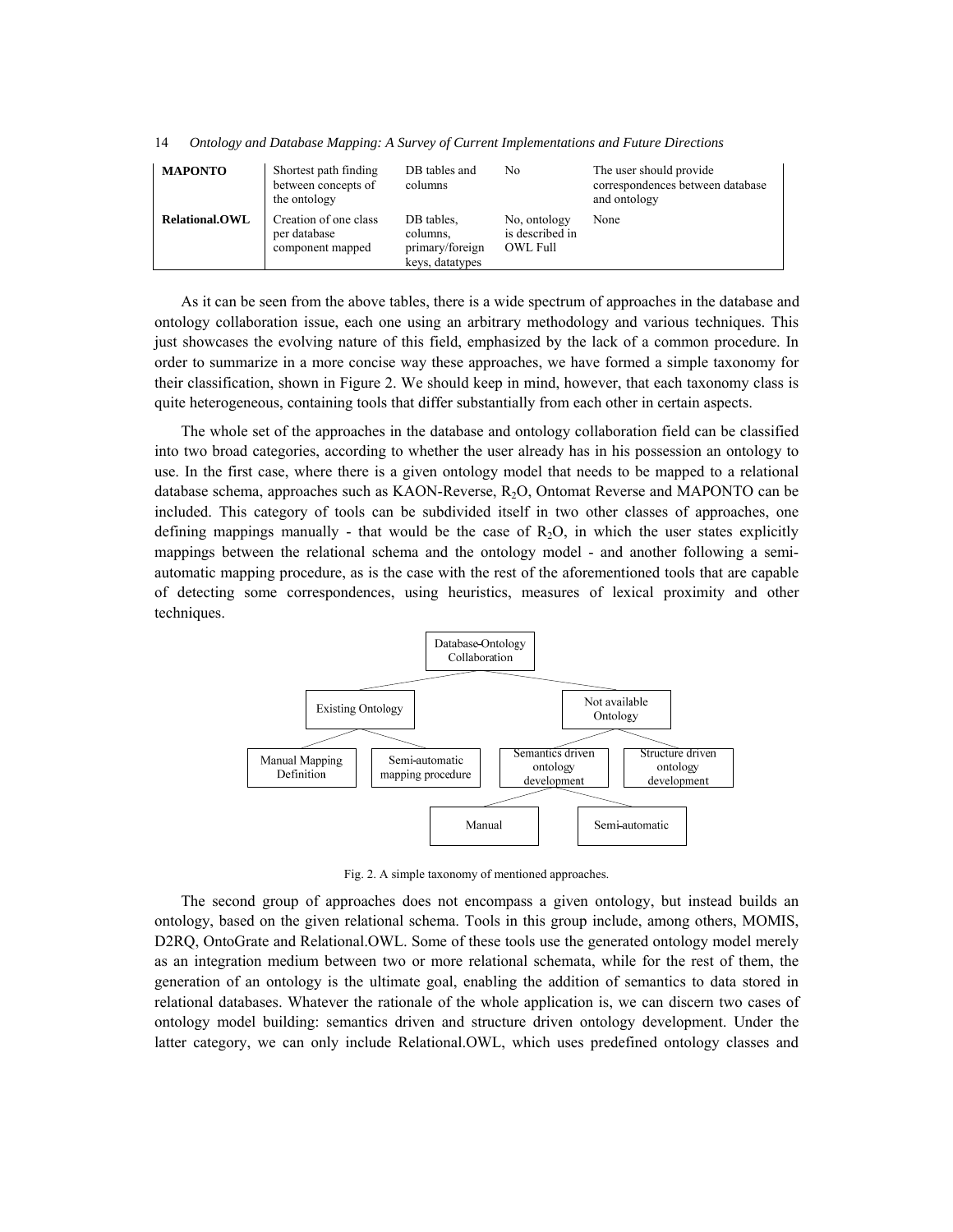| **MAPONTO** | Shortest path finding between concepts of the ontology | DB tables and columns | No | The user should provide correspondences between database and ontology |
|---|---|---|---|---|
| **Relational.OWL** | Creation of one class per database component mapped | DB tables, columns, primary/foreign keys, datatypes | No, ontology is described in OWL Full | None |

As it can be seen from the above tables, there is a wide spectrum of approaches in the database and ontology collaboration issue, each one using an arbitrary methodology and various techniques. This just showcases the evolving nature of this field, emphasized by the lack of a common procedure. In order to summarize in a more concise way these approaches, we have formed a simple taxonomy for their classification, shown in Figure 2. We should keep in mind, however, that each taxonomy class is quite heterogeneous, containing tools that differ substantially from each other in certain aspects.

The whole set of the approaches in the database and ontology collaboration field can be classified into two broad categories, according to whether the user already has in his possession an ontology to use. In the first case, where there is a given ontology model that needs to be mapped to a relational database schema, approaches such as KAON-Reverse, $R_2O$, Ontomat Reverse and MAPONTO can be included. This category of tools can be subdivided itself in two other classes of approaches, one defining mappings manually - that would be the case of $R_2O$, in which the user states explicitly mappings between the relational schema and the ontology model - and another following a semi-automatic mapping procedure, as is the case with the rest of the aforementioned tools that are capable of detecting some correspondences, using heuristics, measures of lexical proximity and other techniques.

- Database-Ontology Collaboration
  - Existing Ontology
    - Manual Mapping Definition
    - Semi-automatic mapping procedure
  - Not available Ontology
    - Semantics driven ontology development
      - Manual
      - Semi-automatic
    - Structure driven ontology development

Fig. 2. A simple taxonomy of mentioned approaches.

The second group of approaches does not encompass a given ontology, but instead builds an ontology, based on the given relational schema. Tools in this group include, among others, MOMIS, D2RQ, OntoGrate and Relational.OWL. Some of these tools use the generated ontology model merely as an integration medium between two or more relational schemata, while for the rest of them, the generation of an ontology is the ultimate goal, enabling the addition of semantics to data stored in relational databases. Whatever the rationale of the whole application is, we can discern two cases of ontology model building: semantics driven and structure driven ontology development. Under the latter category, we can only include Relational.OWL, which uses predefined ontology classes and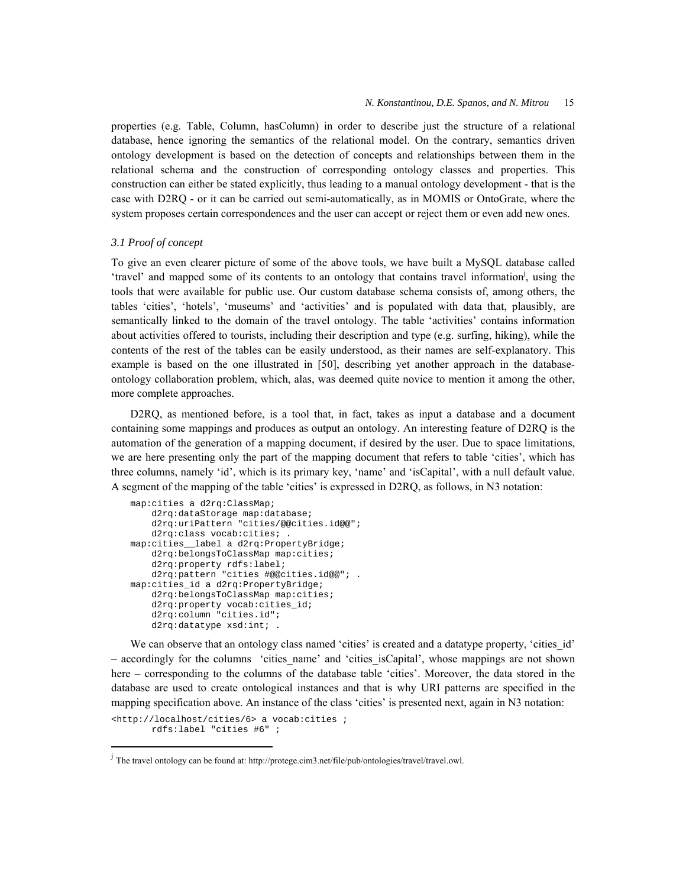properties (e.g. Table, Column, hasColumn) in order to describe just the structure of a relational database, hence ignoring the semantics of the relational model. On the contrary, semantics driven ontology development is based on the detection of concepts and relationships between them in the relational schema and the construction of corresponding ontology classes and properties. This construction can either be stated explicitly, thus leading to a manual ontology development - that is the case with D2RQ - or it can be carried out semi-automatically, as in MOMIS or OntoGrate, where the system proposes certain correspondences and the user can accept or reject them or even add new ones.

### *3.1 Proof of concept*

To give an even clearer picture of some of the above tools, we have built a MySQL database called 'travel' and mapped some of its contents to an ontology that contains travel information[j], using the tools that were available for public use. Our custom database schema consists of, among others, the tables 'cities', 'hotels', 'museums' and 'activities' and is populated with data that, plausibly, are semantically linked to the domain of the travel ontology. The table 'activities' contains information about activities offered to tourists, including their description and type (e.g. surfing, hiking), while the contents of the rest of the tables can be easily understood, as their names are self-explanatory. This example is based on the one illustrated in [50], describing yet another approach in the database-ontology collaboration problem, which, alas, was deemed quite novice to mention it among the other, more complete approaches.

D2RQ, as mentioned before, is a tool that, in fact, takes as input a database and a document containing some mappings and produces as output an ontology. An interesting feature of D2RQ is the automation of the generation of a mapping document, if desired by the user. Due to space limitations, we are here presenting only the part of the mapping document that refers to table 'cities', which has three columns, namely 'id', which is its primary key, 'name' and 'isCapital', with a null default value. A segment of the mapping of the table 'cities' is expressed in D2RQ, as follows, in N3 notation:

```
map:cities a d2rq:ClassMap;
    d2rq:dataStorage map:database;
    d2rq:uriPattern "cities/@@cities.id@@";
    d2rq:class vocab:cities; .
map:cities__label a d2rq:PropertyBridge;
    d2rq:belongsToClassMap map:cities;
    d2rq:property rdfs:label;
    d2rq:pattern "cities #@@cities.id@@"; .
map:cities_id a d2rq:PropertyBridge;
    d2rq:belongsToClassMap map:cities;
    d2rq:property vocab:cities_id;
    d2rq:column "cities.id";
    d2rq:datatype xsd:int; .
```

We can observe that an ontology class named 'cities' is created and a datatype property, 'cities_id' – accordingly for the columns 'cities_name' and 'cities_isCapital', whose mappings are not shown here – corresponding to the columns of the database table 'cities'. Moreover, the data stored in the database are used to create ontological instances and that is why URI patterns are specified in the mapping specification above. An instance of the class 'cities' is presented next, again in N3 notation:

```
<http://localhost/cities/6> a vocab:cities ;
      rdfs:label "cities #6" ;
```

[j] The travel ontology can be found at: http://protege.cim3.net/file/pub/ontologies/travel/travel.owl.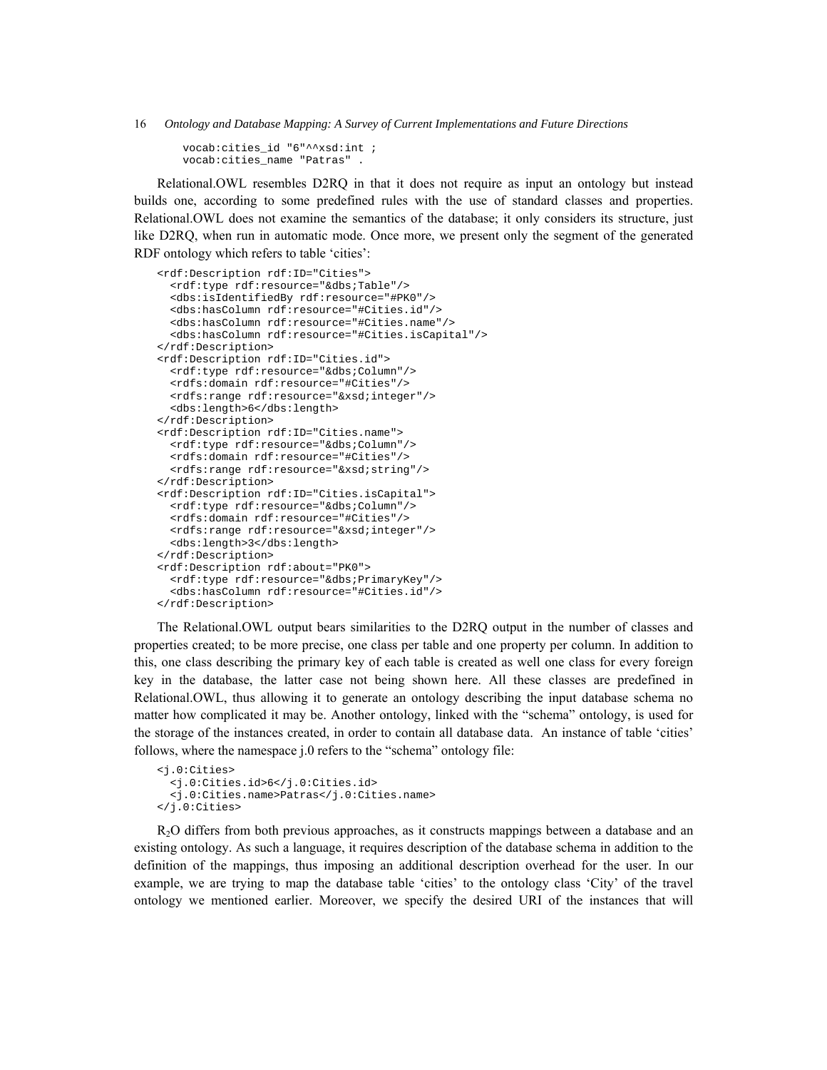```
    vocab:cities_id "6"^^xsd:int ;
    vocab:cities_name "Patras" .
```

Relational.OWL resembles D2RQ in that it does not require as input an ontology but instead builds one, according to some predefined rules with the use of standard classes and properties. Relational.OWL does not examine the semantics of the database; it only considers its structure, just like D2RQ, when run in automatic mode. Once more, we present only the segment of the generated RDF ontology which refers to table 'cities':

```
<rdf:Description rdf:ID="Cities">
  <rdf:type rdf:resource="&dbs;Table"/>
  <dbs:isIdentifiedBy rdf:resource="#PK0"/>
  <dbs:hasColumn rdf:resource="#Cities.id"/>
  <dbs:hasColumn rdf:resource="#Cities.name"/>
  <dbs:hasColumn rdf:resource="#Cities.isCapital"/>
</rdf:Description>
<rdf:Description rdf:ID="Cities.id">
  <rdf:type rdf:resource="&dbs;Column"/>
  <rdfs:domain rdf:resource="#Cities"/>
  <rdfs:range rdf:resource="&xsd;integer"/>
  <dbs:length>6</dbs:length>
</rdf:Description>
<rdf:Description rdf:ID="Cities.name">
  <rdf:type rdf:resource="&dbs;Column"/>
  <rdfs:domain rdf:resource="#Cities"/>
  <rdfs:range rdf:resource="&xsd;string"/>
</rdf:Description>
<rdf:Description rdf:ID="Cities.isCapital">
  <rdf:type rdf:resource="&dbs;Column"/>
  <rdfs:domain rdf:resource="#Cities"/>
  <rdfs:range rdf:resource="&xsd;integer"/>
  <dbs:length>3</dbs:length>
</rdf:Description>
<rdf:Description rdf:about="PK0">
  <rdf:type rdf:resource="&dbs;PrimaryKey"/>
  <dbs:hasColumn rdf:resource="#Cities.id"/>
</rdf:Description>
```

The Relational.OWL output bears similarities to the D2RQ output in the number of classes and properties created; to be more precise, one class per table and one property per column. In addition to this, one class describing the primary key of each table is created as well one class for every foreign key in the database, the latter case not being shown here. All these classes are predefined in Relational.OWL, thus allowing it to generate an ontology describing the input database schema no matter how complicated it may be. Another ontology, linked with the "schema" ontology, is used for the storage of the instances created, in order to contain all database data. An instance of table 'cities' follows, where the namespace j.0 refers to the "schema" ontology file:

```
<j.0:Cities>
  <j.0:Cities.id>6</j.0:Cities.id>
  <j.0:Cities.name>Patras</j.0:Cities.name>
</j.0:Cities>
```

$R_2O$ differs from both previous approaches, as it constructs mappings between a database and an existing ontology. As such a language, it requires description of the database schema in addition to the definition of the mappings, thus imposing an additional description overhead for the user. In our example, we are trying to map the database table 'cities' to the ontology class 'City' of the travel ontology we mentioned earlier. Moreover, we specify the desired URI of the instances that will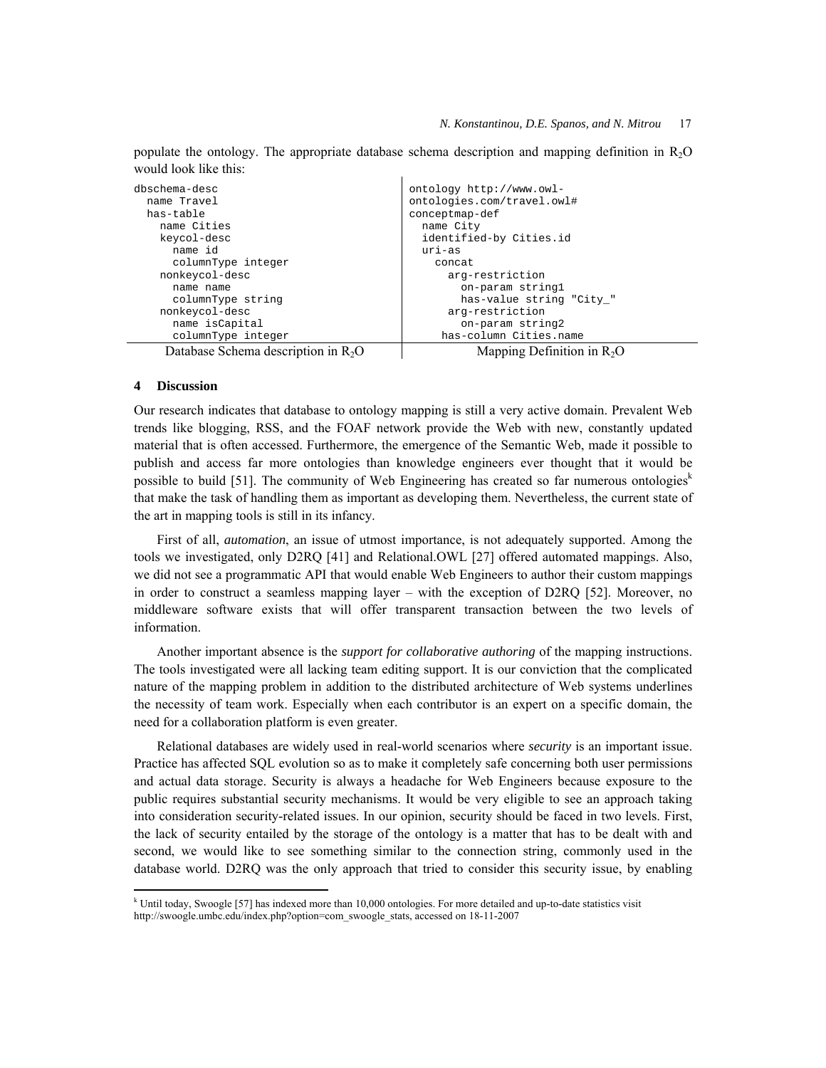populate the ontology. The appropriate database schema description and mapping definition in $R_2O$ would look like this:

| Database Schema description in $R_2O$ | Mapping Definition in $R_2O$ |
|---|---|
| <pre>dbschema-desc<br>  name Travel<br>  has-table<br>    name Cities<br>    keycol-desc<br>      name id<br>      columnType integer<br>    nonkeycol-desc<br>      name name<br>      columnType string<br>    nonkeycol-desc<br>      name isCapital<br>      columnType integer</pre> | <pre>ontology http://www.owl-<br>ontologies.com/travel.owl#<br>conceptmap-def<br>  name City<br>  identified-by Cities.id<br>  uri-as<br>    concat<br>      arg-restriction<br>        on-param string1<br>        has-value string "City_"<br>      arg-restriction<br>        on-param string2<br>     has-column Cities.name</pre> |

## 4 Discussion

Our research indicates that database to ontology mapping is still a very active domain. Prevalent Web trends like blogging, RSS, and the FOAF network provide the Web with new, constantly updated material that is often accessed. Furthermore, the emergence of the Semantic Web, made it possible to publish and access far more ontologies than knowledge engineers ever thought that it would be possible to build [51]. The community of Web Engineering has created so far numerous ontologies[k] that make the task of handling them as important as developing them. Nevertheless, the current state of the art in mapping tools is still in its infancy.

First of all, *automation*, an issue of utmost importance, is not adequately supported. Among the tools we investigated, only D2RQ [41] and Relational.OWL [27] offered automated mappings. Also, we did not see a programmatic API that would enable Web Engineers to author their custom mappings in order to construct a seamless mapping layer – with the exception of D2RQ [52]. Moreover, no middleware software exists that will offer transparent transaction between the two levels of information.

Another important absence is the *support for collaborative authoring* of the mapping instructions. The tools investigated were all lacking team editing support. It is our conviction that the complicated nature of the mapping problem in addition to the distributed architecture of Web systems underlines the necessity of team work. Especially when each contributor is an expert on a specific domain, the need for a collaboration platform is even greater.

Relational databases are widely used in real-world scenarios where *security* is an important issue. Practice has affected SQL evolution so as to make it completely safe concerning both user permissions and actual data storage. Security is always a headache for Web Engineers because exposure to the public requires substantial security mechanisms. It would be very eligible to see an approach taking into consideration security-related issues. In our opinion, security should be faced in two levels. First, the lack of security entailed by the storage of the ontology is a matter that has to be dealt with and second, we would like to see something similar to the connection string, commonly used in the database world. D2RQ was the only approach that tried to consider this security issue, by enabling

[k] Until today, Swoogle [57] has indexed more than 10,000 ontologies. For more detailed and up-to-date statistics visit http://swoogle.umbc.edu/index.php?option=com_swoogle_stats, accessed on 18-11-2007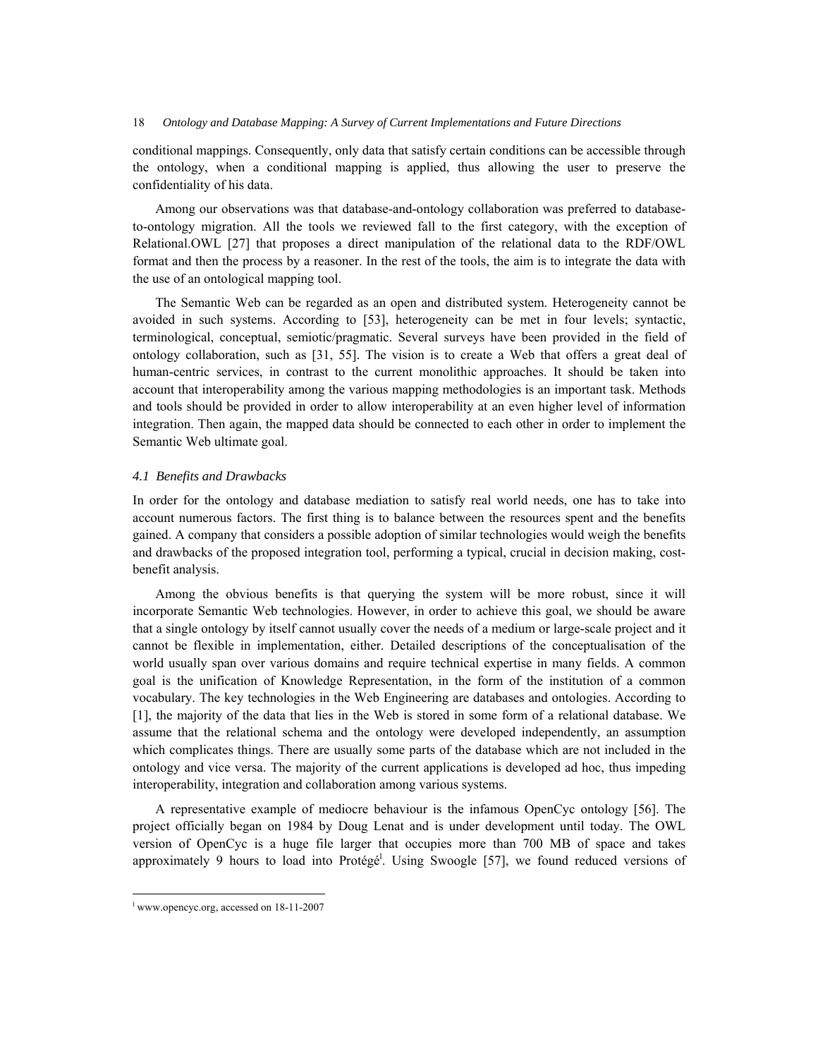conditional mappings. Consequently, only data that satisfy certain conditions can be accessible through the ontology, when a conditional mapping is applied, thus allowing the user to preserve the confidentiality of his data.

Among our observations was that database-and-ontology collaboration was preferred to database-to-ontology migration. All the tools we reviewed fall to the first category, with the exception of Relational.OWL [27] that proposes a direct manipulation of the relational data to the RDF/OWL format and then the process by a reasoner. In the rest of the tools, the aim is to integrate the data with the use of an ontological mapping tool.

The Semantic Web can be regarded as an open and distributed system. Heterogeneity cannot be avoided in such systems. According to [53], heterogeneity can be met in four levels; syntactic, terminological, conceptual, semiotic/pragmatic. Several surveys have been provided in the field of ontology collaboration, such as [31, 55]. The vision is to create a Web that offers a great deal of human-centric services, in contrast to the current monolithic approaches. It should be taken into account that interoperability among the various mapping methodologies is an important task. Methods and tools should be provided in order to allow interoperability at an even higher level of information integration. Then again, the mapped data should be connected to each other in order to implement the Semantic Web ultimate goal.

### *4.1 Benefits and Drawbacks*

In order for the ontology and database mediation to satisfy real world needs, one has to take into account numerous factors. The first thing is to balance between the resources spent and the benefits gained. A company that considers a possible adoption of similar technologies would weigh the benefits and drawbacks of the proposed integration tool, performing a typical, crucial in decision making, cost-benefit analysis.

Among the obvious benefits is that querying the system will be more robust, since it will incorporate Semantic Web technologies. However, in order to achieve this goal, we should be aware that a single ontology by itself cannot usually cover the needs of a medium or large-scale project and it cannot be flexible in implementation, either. Detailed descriptions of the conceptualisation of the world usually span over various domains and require technical expertise in many fields. A common goal is the unification of Knowledge Representation, in the form of the institution of a common vocabulary. The key technologies in the Web Engineering are databases and ontologies. According to [1], the majority of the data that lies in the Web is stored in some form of a relational database. We assume that the relational schema and the ontology were developed independently, an assumption which complicates things. There are usually some parts of the database which are not included in the ontology and vice versa. The majority of the current applications is developed ad hoc, thus impeding interoperability, integration and collaboration among various systems.

A representative example of mediocre behaviour is the infamous OpenCyc ontology [56]. The project officially began on 1984 by Doug Lenat and is under development until today. The OWL version of OpenCyc is a huge file larger that occupies more than 700 MB of space and takes approximately 9 hours to load into Protégé[1]. Using Swoogle [57], we found reduced versions of

[1] www.opencyc.org, accessed on 18-11-2007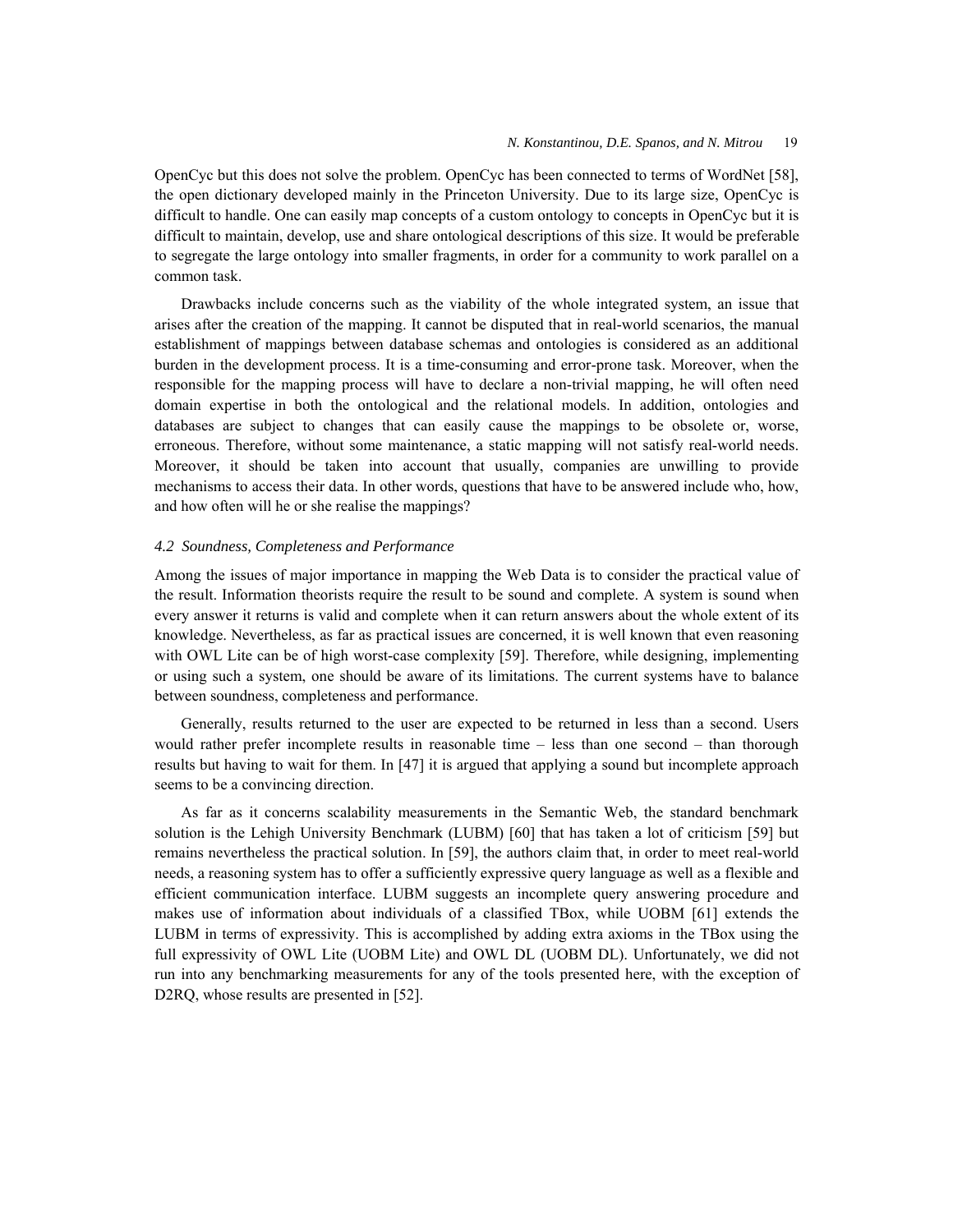OpenCyc but this does not solve the problem. OpenCyc has been connected to terms of WordNet [58], the open dictionary developed mainly in the Princeton University. Due to its large size, OpenCyc is difficult to handle. One can easily map concepts of a custom ontology to concepts in OpenCyc but it is difficult to maintain, develop, use and share ontological descriptions of this size. It would be preferable to segregate the large ontology into smaller fragments, in order for a community to work parallel on a common task.

Drawbacks include concerns such as the viability of the whole integrated system, an issue that arises after the creation of the mapping. It cannot be disputed that in real-world scenarios, the manual establishment of mappings between database schemas and ontologies is considered as an additional burden in the development process. It is a time-consuming and error-prone task. Moreover, when the responsible for the mapping process will have to declare a non-trivial mapping, he will often need domain expertise in both the ontological and the relational models. In addition, ontologies and databases are subject to changes that can easily cause the mappings to be obsolete or, worse, erroneous. Therefore, without some maintenance, a static mapping will not satisfy real-world needs. Moreover, it should be taken into account that usually, companies are unwilling to provide mechanisms to access their data. In other words, questions that have to be answered include who, how, and how often will he or she realise the mappings?

### *4.2 Soundness, Completeness and Performance*

Among the issues of major importance in mapping the Web Data is to consider the practical value of the result. Information theorists require the result to be sound and complete. A system is sound when every answer it returns is valid and complete when it can return answers about the whole extent of its knowledge. Nevertheless, as far as practical issues are concerned, it is well known that even reasoning with OWL Lite can be of high worst-case complexity [59]. Therefore, while designing, implementing or using such a system, one should be aware of its limitations. The current systems have to balance between soundness, completeness and performance.

Generally, results returned to the user are expected to be returned in less than a second. Users would rather prefer incomplete results in reasonable time – less than one second – than thorough results but having to wait for them. In [47] it is argued that applying a sound but incomplete approach seems to be a convincing direction.

As far as it concerns scalability measurements in the Semantic Web, the standard benchmark solution is the Lehigh University Benchmark (LUBM) [60] that has taken a lot of criticism [59] but remains nevertheless the practical solution. In [59], the authors claim that, in order to meet real-world needs, a reasoning system has to offer a sufficiently expressive query language as well as a flexible and efficient communication interface. LUBM suggests an incomplete query answering procedure and makes use of information about individuals of a classified TBox, while UOBM [61] extends the LUBM in terms of expressivity. This is accomplished by adding extra axioms in the TBox using the full expressivity of OWL Lite (UOBM Lite) and OWL DL (UOBM DL). Unfortunately, we did not run into any benchmarking measurements for any of the tools presented here, with the exception of D2RQ, whose results are presented in [52].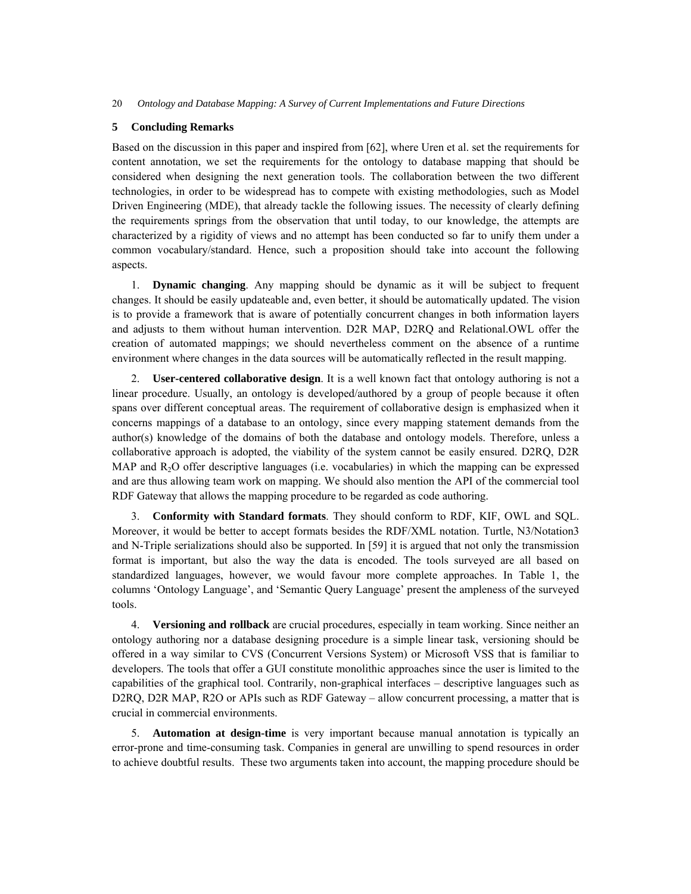## 5 Concluding Remarks

Based on the discussion in this paper and inspired from [62], where Uren et al. set the requirements for content annotation, we set the requirements for the ontology to database mapping that should be considered when designing the next generation tools. The collaboration between the two different technologies, in order to be widespread has to compete with existing methodologies, such as Model Driven Engineering (MDE), that already tackle the following issues. The necessity of clearly defining the requirements springs from the observation that until today, to our knowledge, the attempts are characterized by a rigidity of views and no attempt has been conducted so far to unify them under a common vocabulary/standard. Hence, such a proposition should take into account the following aspects.

1. **Dynamic changing**. Any mapping should be dynamic as it will be subject to frequent changes. It should be easily updateable and, even better, it should be automatically updated. The vision is to provide a framework that is aware of potentially concurrent changes in both information layers and adjusts to them without human intervention. D2R MAP, D2RQ and Relational.OWL offer the creation of automated mappings; we should nevertheless comment on the absence of a runtime environment where changes in the data sources will be automatically reflected in the result mapping.

2. **User-centered collaborative design**. It is a well known fact that ontology authoring is not a linear procedure. Usually, an ontology is developed/authored by a group of people because it often spans over different conceptual areas. The requirement of collaborative design is emphasized when it concerns mappings of a database to an ontology, since every mapping statement demands from the author(s) knowledge of the domains of both the database and ontology models. Therefore, unless a collaborative approach is adopted, the viability of the system cannot be easily ensured. D2RQ, D2R MAP and $R_2O$ offer descriptive languages (i.e. vocabularies) in which the mapping can be expressed and are thus allowing team work on mapping. We should also mention the API of the commercial tool RDF Gateway that allows the mapping procedure to be regarded as code authoring.

3. **Conformity with Standard formats**. They should conform to RDF, KIF, OWL and SQL. Moreover, it would be better to accept formats besides the RDF/XML notation. Turtle, N3/Notation3 and N-Triple serializations should also be supported. In [59] it is argued that not only the transmission format is important, but also the way the data is encoded. The tools surveyed are all based on standardized languages, however, we would favour more complete approaches. In Table 1, the columns 'Ontology Language', and 'Semantic Query Language' present the ampleness of the surveyed tools.

4. **Versioning and rollback** are crucial procedures, especially in team working. Since neither an ontology authoring nor a database designing procedure is a simple linear task, versioning should be offered in a way similar to CVS (Concurrent Versions System) or Microsoft VSS that is familiar to developers. The tools that offer a GUI constitute monolithic approaches since the user is limited to the capabilities of the graphical tool. Contrarily, non-graphical interfaces – descriptive languages such as D2RQ, D2R MAP, R2O or APIs such as RDF Gateway – allow concurrent processing, a matter that is crucial in commercial environments.

5. **Automation at design-time** is very important because manual annotation is typically an error-prone and time-consuming task. Companies in general are unwilling to spend resources in order to achieve doubtful results. These two arguments taken into account, the mapping procedure should be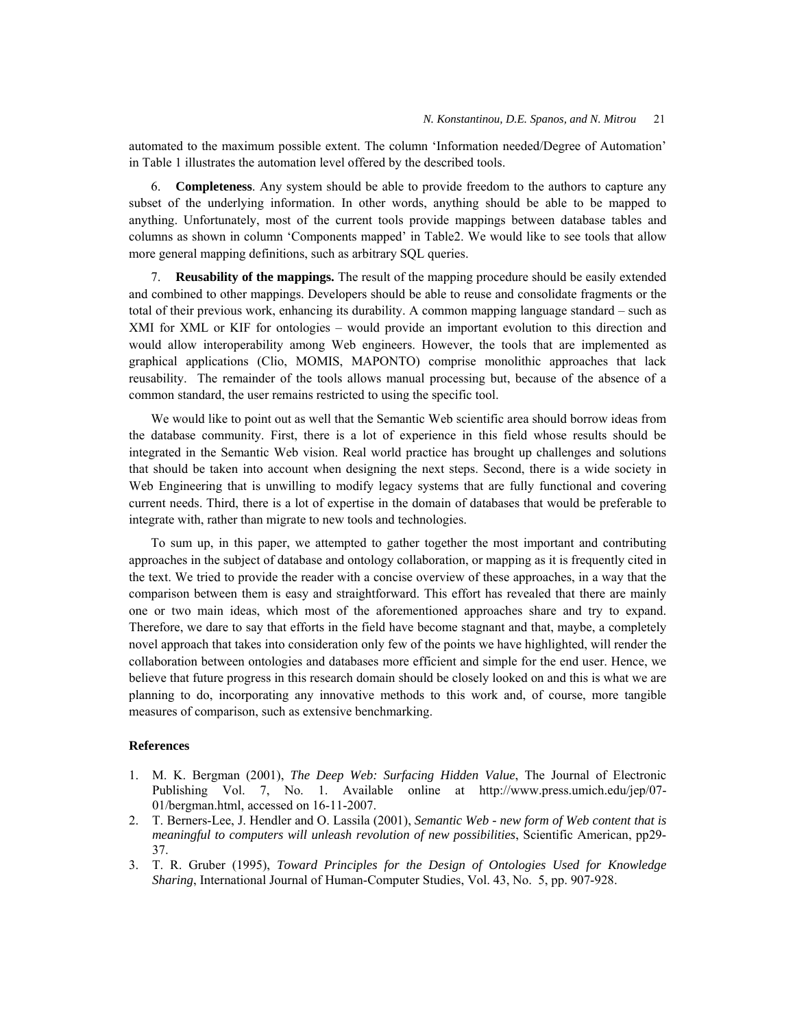automated to the maximum possible extent. The column 'Information needed/Degree of Automation' in Table 1 illustrates the automation level offered by the described tools.

6. **Completeness**. Any system should be able to provide freedom to the authors to capture any subset of the underlying information. In other words, anything should be able to be mapped to anything. Unfortunately, most of the current tools provide mappings between database tables and columns as shown in column 'Components mapped' in Table2. We would like to see tools that allow more general mapping definitions, such as arbitrary SQL queries.

7. **Reusability of the mappings.** The result of the mapping procedure should be easily extended and combined to other mappings. Developers should be able to reuse and consolidate fragments or the total of their previous work, enhancing its durability. A common mapping language standard – such as XMI for XML or KIF for ontologies – would provide an important evolution to this direction and would allow interoperability among Web engineers. However, the tools that are implemented as graphical applications (Clio, MOMIS, MAPONTO) comprise monolithic approaches that lack reusability. The remainder of the tools allows manual processing but, because of the absence of a common standard, the user remains restricted to using the specific tool.

We would like to point out as well that the Semantic Web scientific area should borrow ideas from the database community. First, there is a lot of experience in this field whose results should be integrated in the Semantic Web vision. Real world practice has brought up challenges and solutions that should be taken into account when designing the next steps. Second, there is a wide society in Web Engineering that is unwilling to modify legacy systems that are fully functional and covering current needs. Third, there is a lot of expertise in the domain of databases that would be preferable to integrate with, rather than migrate to new tools and technologies.

To sum up, in this paper, we attempted to gather together the most important and contributing approaches in the subject of database and ontology collaboration, or mapping as it is frequently cited in the text. We tried to provide the reader with a concise overview of these approaches, in a way that the comparison between them is easy and straightforward. This effort has revealed that there are mainly one or two main ideas, which most of the aforementioned approaches share and try to expand. Therefore, we dare to say that efforts in the field have become stagnant and that, maybe, a completely novel approach that takes into consideration only few of the points we have highlighted, will render the collaboration between ontologies and databases more efficient and simple for the end user. Hence, we believe that future progress in this research domain should be closely looked on and this is what we are planning to do, incorporating any innovative methods to this work and, of course, more tangible measures of comparison, such as extensive benchmarking.

## References

1. M. K. Bergman (2001), *The Deep Web: Surfacing Hidden Value*, The Journal of Electronic Publishing Vol. 7, No. 1. Available online at http://www.press.umich.edu/jep/07-01/bergman.html, accessed on 16-11-2007.
2. T. Berners-Lee, J. Hendler and O. Lassila (2001), *Semantic Web - new form of Web content that is meaningful to computers will unleash revolution of new possibilities*, Scientific American, pp29-37.
3. T. R. Gruber (1995), *Toward Principles for the Design of Ontologies Used for Knowledge Sharing*, International Journal of Human-Computer Studies, Vol. 43, No. 5, pp. 907-928.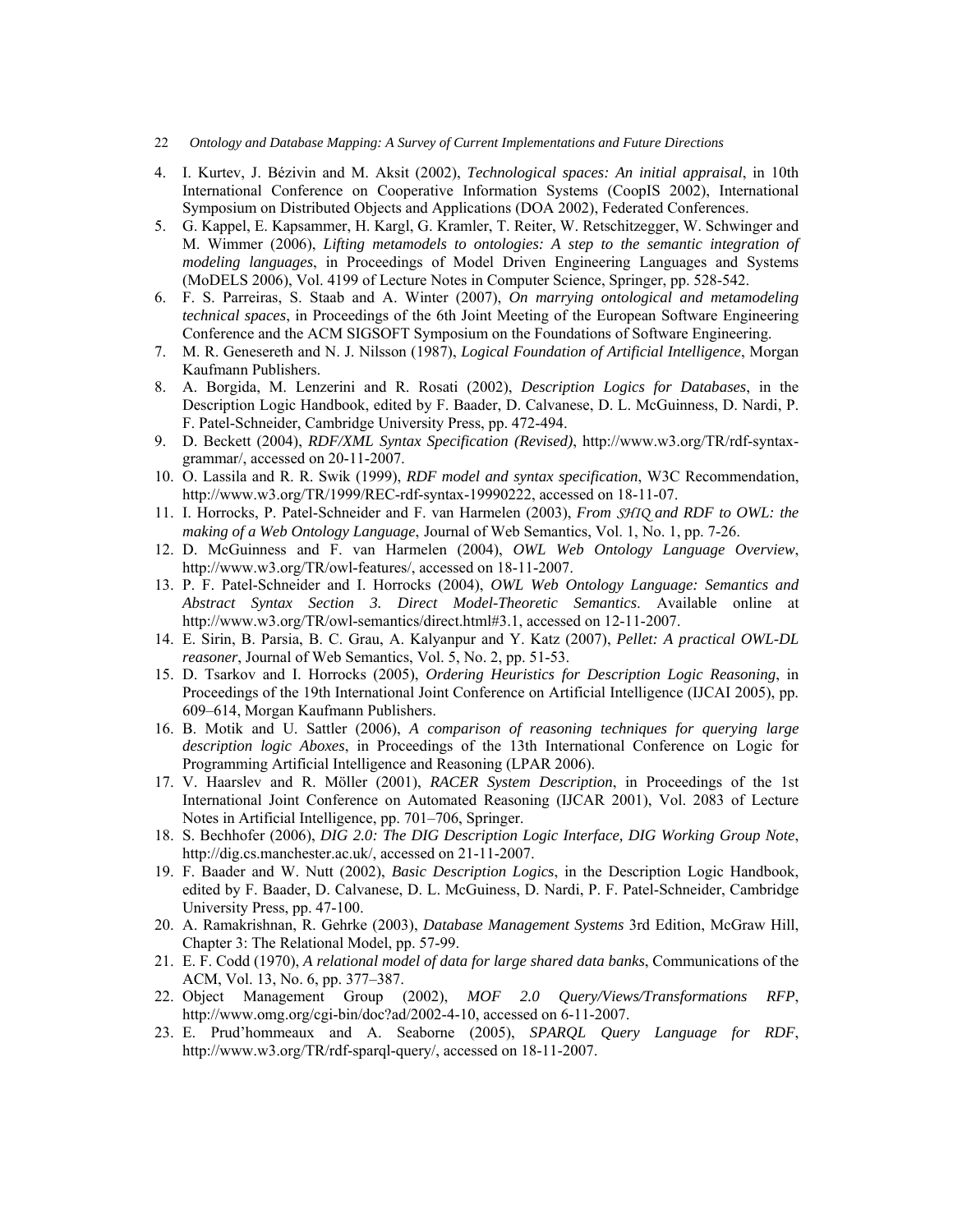4. I. Kurtev, J. Bézivin and M. Aksit (2002), *Technological spaces: An initial appraisal*, in 10th International Conference on Cooperative Information Systems (CoopIS 2002), International Symposium on Distributed Objects and Applications (DOA 2002), Federated Conferences.
5. G. Kappel, E. Kapsammer, H. Kargl, G. Kramler, T. Reiter, W. Retschitzegger, W. Schwinger and M. Wimmer (2006), *Lifting metamodels to ontologies: A step to the semantic integration of modeling languages*, in Proceedings of Model Driven Engineering Languages and Systems (MoDELS 2006), Vol. 4199 of Lecture Notes in Computer Science, Springer, pp. 528-542.
6. F. S. Parreiras, S. Staab and A. Winter (2007), *On marrying ontological and metamodeling technical spaces*, in Proceedings of the 6th Joint Meeting of the European Software Engineering Conference and the ACM SIGSOFT Symposium on the Foundations of Software Engineering.
7. M. R. Genesereth and N. J. Nilsson (1987), *Logical Foundation of Artificial Intelligence*, Morgan Kaufmann Publishers.
8. A. Borgida, M. Lenzerini and R. Rosati (2002), *Description Logics for Databases*, in the Description Logic Handbook, edited by F. Baader, D. Calvanese, D. L. McGuinness, D. Nardi, P. F. Patel-Schneider, Cambridge University Press, pp. 472-494.
9. D. Beckett (2004), *RDF/XML Syntax Specification (Revised)*, http://www.w3.org/TR/rdf-syntax-grammar/, accessed on 20-11-2007.
10. O. Lassila and R. R. Swik (1999), *RDF model and syntax specification*, W3C Recommendation, http://www.w3.org/TR/1999/REC-rdf-syntax-19990222, accessed on 18-11-07.
11. I. Horrocks, P. Patel-Schneider and F. van Harmelen (2003), *From $\mathcal{SHIQ}$ and RDF to OWL: the making of a Web Ontology Language*, Journal of Web Semantics, Vol. 1, No. 1, pp. 7-26.
12. D. McGuinness and F. van Harmelen (2004), *OWL Web Ontology Language Overview*, http://www.w3.org/TR/owl-features/, accessed on 18-11-2007.
13. P. F. Patel-Schneider and I. Horrocks (2004), *OWL Web Ontology Language: Semantics and Abstract Syntax Section 3. Direct Model-Theoretic Semantics*. Available online at http://www.w3.org/TR/owl-semantics/direct.html#3.1, accessed on 12-11-2007.
14. E. Sirin, B. Parsia, B. C. Grau, A. Kalyanpur and Y. Katz (2007), *Pellet: A practical OWL-DL reasoner*, Journal of Web Semantics, Vol. 5, No. 2, pp. 51-53.
15. D. Tsarkov and I. Horrocks (2005), *Ordering Heuristics for Description Logic Reasoning*, in Proceedings of the 19th International Joint Conference on Artificial Intelligence (IJCAI 2005), pp. 609–614, Morgan Kaufmann Publishers.
16. B. Motik and U. Sattler (2006), *A comparison of reasoning techniques for querying large description logic Aboxes*, in Proceedings of the 13th International Conference on Logic for Programming Artificial Intelligence and Reasoning (LPAR 2006).
17. V. Haarslev and R. Möller (2001), *RACER System Description*, in Proceedings of the 1st International Joint Conference on Automated Reasoning (IJCAR 2001), Vol. 2083 of Lecture Notes in Artificial Intelligence, pp. 701–706, Springer.
18. S. Bechhofer (2006), *DIG 2.0: The DIG Description Logic Interface, DIG Working Group Note*, http://dig.cs.manchester.ac.uk/, accessed on 21-11-2007.
19. F. Baader and W. Nutt (2002), *Basic Description Logics*, in the Description Logic Handbook, edited by F. Baader, D. Calvanese, D. L. McGuiness, D. Nardi, P. F. Patel-Schneider, Cambridge University Press, pp. 47-100.
20. A. Ramakrishnan, R. Gehrke (2003), *Database Management Systems* 3rd Edition, McGraw Hill, Chapter 3: The Relational Model, pp. 57-99.
21. E. F. Codd (1970), *A relational model of data for large shared data banks*, Communications of the ACM, Vol. 13, No. 6, pp. 377–387.
22. Object Management Group (2002), *MOF 2.0 Query/Views/Transformations RFP*, http://www.omg.org/cgi-bin/doc?ad/2002-4-10, accessed on 6-11-2007.
23. E. Prud'hommeaux and A. Seaborne (2005), *SPARQL Query Language for RDF*, http://www.w3.org/TR/rdf-sparql-query/, accessed on 18-11-2007.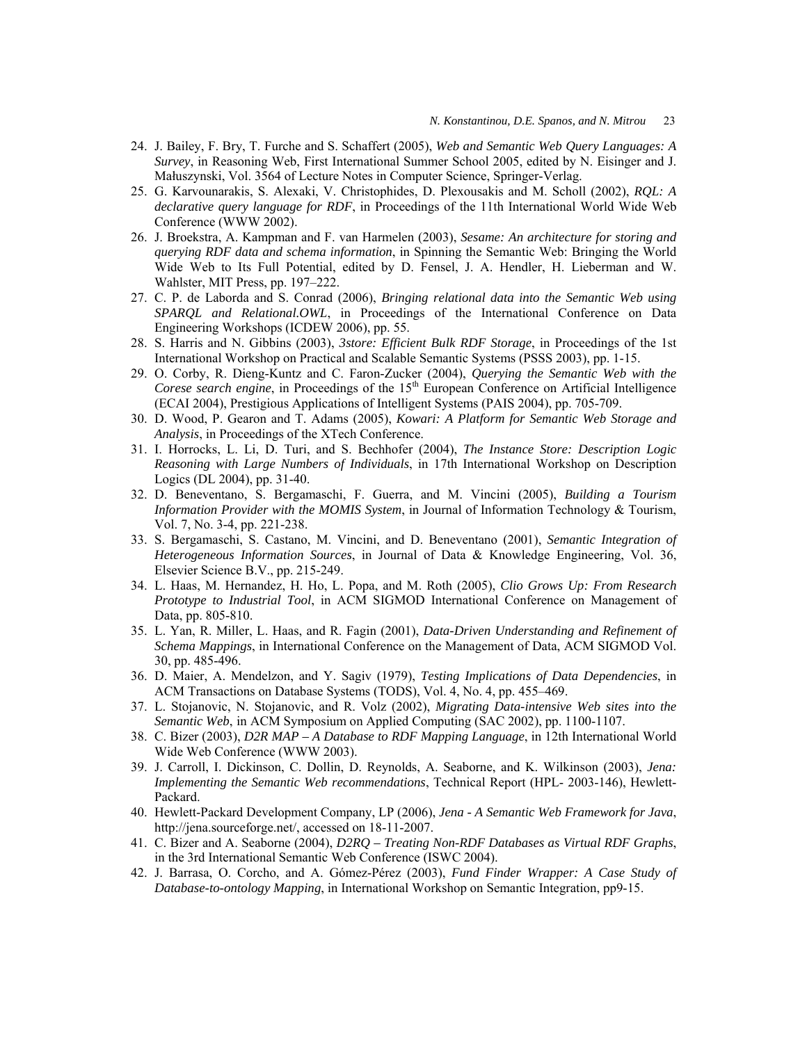24. J. Bailey, F. Bry, T. Furche and S. Schaffert (2005), *Web and Semantic Web Query Languages: A Survey*, in Reasoning Web, First International Summer School 2005, edited by N. Eisinger and J. Małuszynski, Vol. 3564 of Lecture Notes in Computer Science, Springer-Verlag.
25. G. Karvounarakis, S. Alexaki, V. Christophides, D. Plexousakis and M. Scholl (2002), *RQL: A declarative query language for RDF*, in Proceedings of the 11th International World Wide Web Conference (WWW 2002).
26. J. Broekstra, A. Kampman and F. van Harmelen (2003), *Sesame: An architecture for storing and querying RDF data and schema information*, in Spinning the Semantic Web: Bringing the World Wide Web to Its Full Potential, edited by D. Fensel, J. A. Hendler, H. Lieberman and W. Wahlster, MIT Press, pp. 197–222.
27. C. P. de Laborda and S. Conrad (2006), *Bringing relational data into the Semantic Web using SPARQL and Relational.OWL*, in Proceedings of the International Conference on Data Engineering Workshops (ICDEW 2006), pp. 55.
28. S. Harris and N. Gibbins (2003), *3store: Efficient Bulk RDF Storage*, in Proceedings of the 1st International Workshop on Practical and Scalable Semantic Systems (PSSS 2003), pp. 1-15.
29. O. Corby, R. Dieng-Kuntz and C. Faron-Zucker (2004), *Querying the Semantic Web with the Corese search engine*, in Proceedings of the 15th European Conference on Artificial Intelligence (ECAI 2004), Prestigious Applications of Intelligent Systems (PAIS 2004), pp. 705-709.
30. D. Wood, P. Gearon and T. Adams (2005), *Kowari: A Platform for Semantic Web Storage and Analysis*, in Proceedings of the XTech Conference.
31. I. Horrocks, L. Li, D. Turi, and S. Bechhofer (2004), *The Instance Store: Description Logic Reasoning with Large Numbers of Individuals*, in 17th International Workshop on Description Logics (DL 2004), pp. 31-40.
32. D. Beneventano, S. Bergamaschi, F. Guerra, and M. Vincini (2005), *Building a Tourism Information Provider with the MOMIS System*, in Journal of Information Technology & Tourism, Vol. 7, No. 3-4, pp. 221-238.
33. S. Bergamaschi, S. Castano, M. Vincini, and D. Beneventano (2001), *Semantic Integration of Heterogeneous Information Sources*, in Journal of Data & Knowledge Engineering, Vol. 36, Elsevier Science B.V., pp. 215-249.
34. L. Haas, M. Hernandez, H. Ho, L. Popa, and M. Roth (2005), *Clio Grows Up: From Research Prototype to Industrial Tool*, in ACM SIGMOD International Conference on Management of Data, pp. 805-810.
35. L. Yan, R. Miller, L. Haas, and R. Fagin (2001), *Data-Driven Understanding and Refinement of Schema Mappings*, in International Conference on the Management of Data, ACM SIGMOD Vol. 30, pp. 485-496.
36. D. Maier, A. Mendelzon, and Y. Sagiv (1979), *Testing Implications of Data Dependencies*, in ACM Transactions on Database Systems (TODS), Vol. 4, No. 4, pp. 455–469.
37. L. Stojanovic, N. Stojanovic, and R. Volz (2002), *Migrating Data-intensive Web sites into the Semantic Web*, in ACM Symposium on Applied Computing (SAC 2002), pp. 1100-1107.
38. C. Bizer (2003), *D2R MAP – A Database to RDF Mapping Language*, in 12th International World Wide Web Conference (WWW 2003).
39. J. Carroll, I. Dickinson, C. Dollin, D. Reynolds, A. Seaborne, and K. Wilkinson (2003), *Jena: Implementing the Semantic Web recommendations*, Technical Report (HPL- 2003-146), Hewlett-Packard.
40. Hewlett-Packard Development Company, LP (2006), *Jena - A Semantic Web Framework for Java*, http://jena.sourceforge.net/, accessed on 18-11-2007.
41. C. Bizer and A. Seaborne (2004), *D2RQ – Treating Non-RDF Databases as Virtual RDF Graphs*, in the 3rd International Semantic Web Conference (ISWC 2004).
42. J. Barrasa, O. Corcho, and A. Gómez-Pérez (2003), *Fund Finder Wrapper: A Case Study of Database-to-ontology Mapping*, in International Workshop on Semantic Integration, pp9-15.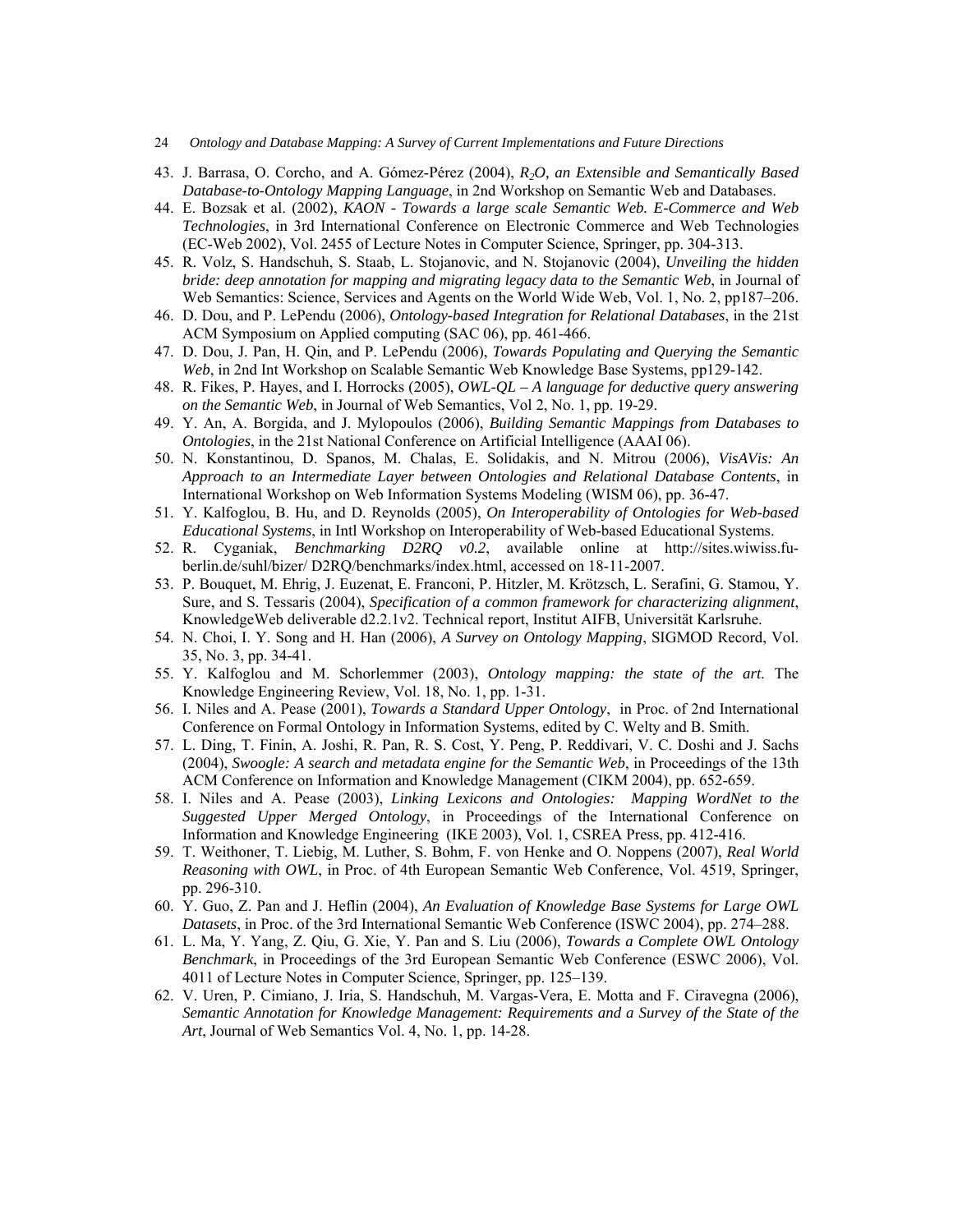43. J. Barrasa, O. Corcho, and A. Gómez-Pérez (2004), *$R_2O$, an Extensible and Semantically Based Database-to-Ontology Mapping Language*, in 2nd Workshop on Semantic Web and Databases.
44. E. Bozsak et al. (2002), *KAON - Towards a large scale Semantic Web. E-Commerce and Web Technologies*, in 3rd International Conference on Electronic Commerce and Web Technologies (EC-Web 2002), Vol. 2455 of Lecture Notes in Computer Science, Springer, pp. 304-313.
45. R. Volz, S. Handschuh, S. Staab, L. Stojanovic, and N. Stojanovic (2004), *Unveiling the hidden bride: deep annotation for mapping and migrating legacy data to the Semantic Web*, in Journal of Web Semantics: Science, Services and Agents on the World Wide Web, Vol. 1, No. 2, pp187–206.
46. D. Dou, and P. LePendu (2006), *Ontology-based Integration for Relational Databases*, in the 21st ACM Symposium on Applied computing (SAC 06), pp. 461-466.
47. D. Dou, J. Pan, H. Qin, and P. LePendu (2006), *Towards Populating and Querying the Semantic Web*, in 2nd Int Workshop on Scalable Semantic Web Knowledge Base Systems, pp129-142.
48. R. Fikes, P. Hayes, and I. Horrocks (2005), *OWL-QL – A language for deductive query answering on the Semantic Web*, in Journal of Web Semantics, Vol 2, No. 1, pp. 19-29.
49. Y. An, A. Borgida, and J. Mylopoulos (2006), *Building Semantic Mappings from Databases to Ontologies*, in the 21st National Conference on Artificial Intelligence (AAAI 06).
50. N. Konstantinou, D. Spanos, M. Chalas, E. Solidakis, and N. Mitrou (2006), *VisAVis: An Approach to an Intermediate Layer between Ontologies and Relational Database Contents*, in International Workshop on Web Information Systems Modeling (WISM 06), pp. 36-47.
51. Y. Kalfoglou, B. Hu, and D. Reynolds (2005), *On Interoperability of Ontologies for Web-based Educational Systems*, in Intl Workshop on Interoperability of Web-based Educational Systems.
52. R. Cyganiak, *Benchmarking D2RQ v0.2*, available online at http://sites.wiwiss.fu-berlin.de/suhl/bizer/ D2RQ/benchmarks/index.html, accessed on 18-11-2007.
53. P. Bouquet, M. Ehrig, J. Euzenat, E. Franconi, P. Hitzler, M. Krötzsch, L. Serafini, G. Stamou, Y. Sure, and S. Tessaris (2004), *Specification of a common framework for characterizing alignment*, KnowledgeWeb deliverable d2.2.1v2. Technical report, Institut AIFB, Universität Karlsruhe.
54. N. Choi, I. Y. Song and H. Han (2006), *A Survey on Ontology Mapping*, SIGMOD Record, Vol. 35, No. 3, pp. 34-41.
55. Y. Kalfoglou and M. Schorlemmer (2003), *Ontology mapping: the state of the art.* The Knowledge Engineering Review, Vol. 18, No. 1, pp. 1-31.
56. I. Niles and A. Pease (2001), *Towards a Standard Upper Ontology*, in Proc. of 2nd International Conference on Formal Ontology in Information Systems, edited by C. Welty and B. Smith.
57. L. Ding, T. Finin, A. Joshi, R. Pan, R. S. Cost, Y. Peng, P. Reddivari, V. C. Doshi and J. Sachs (2004), *Swoogle: A search and metadata engine for the Semantic Web*, in Proceedings of the 13th ACM Conference on Information and Knowledge Management (CIKM 2004), pp. 652-659.
58. I. Niles and A. Pease (2003), *Linking Lexicons and Ontologies: Mapping WordNet to the Suggested Upper Merged Ontology*, in Proceedings of the International Conference on Information and Knowledge Engineering (IKE 2003), Vol. 1, CSREA Press, pp. 412-416.
59. T. Weithoner, T. Liebig, M. Luther, S. Bohm, F. von Henke and O. Noppens (2007), *Real World Reasoning with OWL*, in Proc. of 4th European Semantic Web Conference, Vol. 4519, Springer, pp. 296-310.
60. Y. Guo, Z. Pan and J. Heflin (2004), *An Evaluation of Knowledge Base Systems for Large OWL Datasets*, in Proc. of the 3rd International Semantic Web Conference (ISWC 2004), pp. 274–288.
61. L. Ma, Y. Yang, Z. Qiu, G. Xie, Y. Pan and S. Liu (2006), *Towards a Complete OWL Ontology Benchmark*, in Proceedings of the 3rd European Semantic Web Conference (ESWC 2006), Vol. 4011 of Lecture Notes in Computer Science, Springer, pp. 125–139.
62. V. Uren, P. Cimiano, J. Iria, S. Handschuh, M. Vargas-Vera, E. Motta and F. Ciravegna (2006), *Semantic Annotation for Knowledge Management: Requirements and a Survey of the State of the Art*, Journal of Web Semantics Vol. 4, No. 1, pp. 14-28.